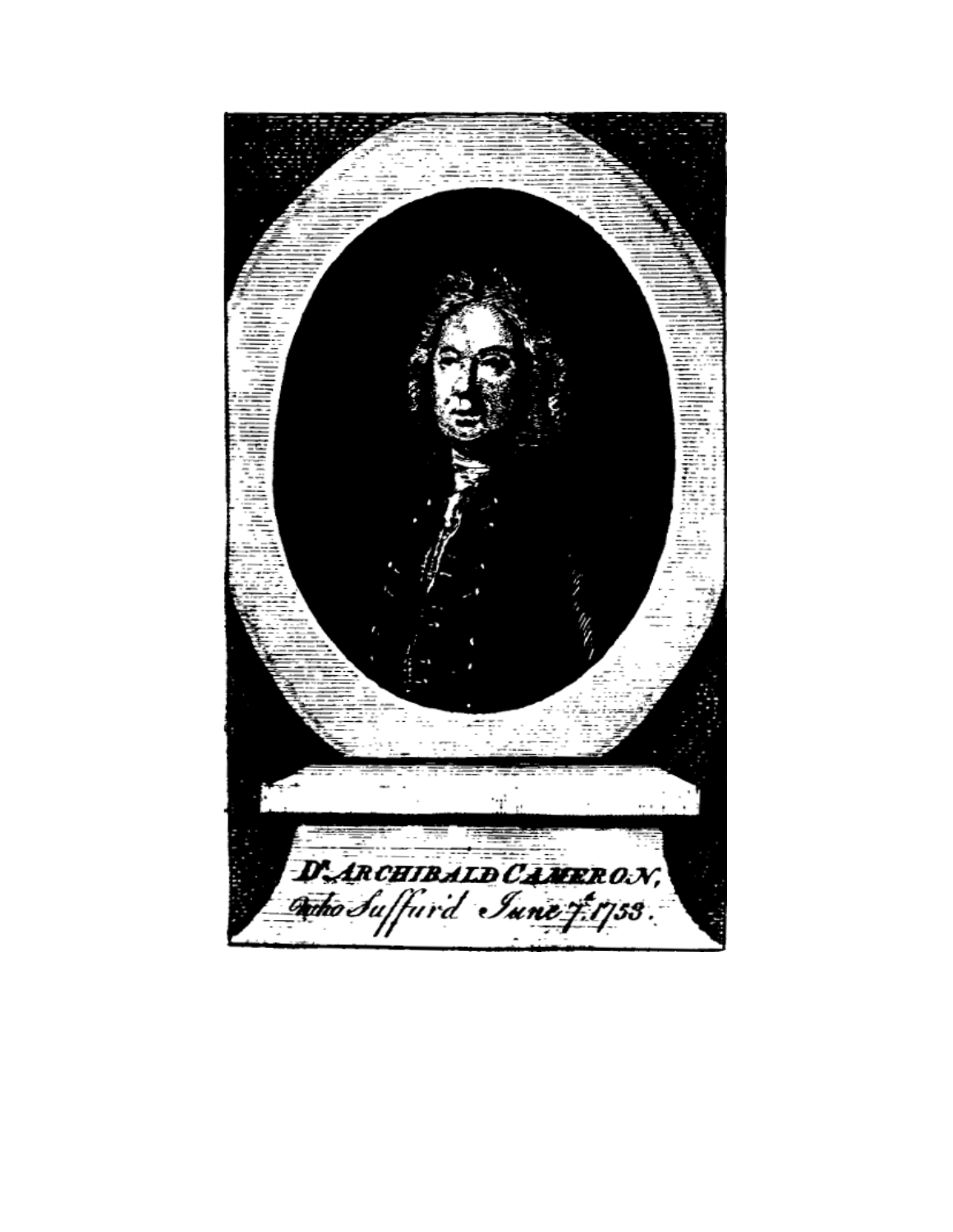Dr. ARCHIBALD CAMERON,
who Sufferd June 7th 1753.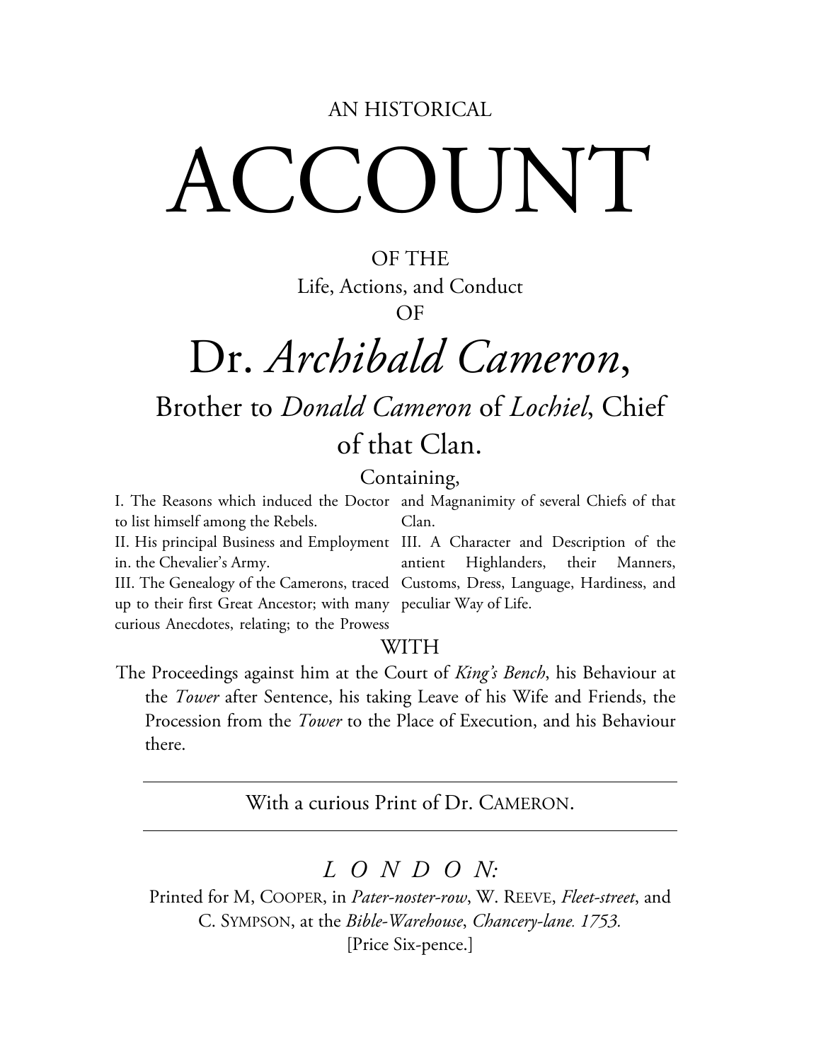AN HISTORICAL

# ACCOUNT

OF THE

Life, Actions, and Conduct

OF

# Dr. *Archibald Cameron*,

## Brother to *Donald Cameron* of *Lochiel*, Chief of that Clan.

Containing,

I. The Reasons which induced the Doctor to list himself among the Rebels.

II. His principal Business and Employment in. the Chevalier's Army.

III. The Genealogy of the Camerons, traced up to their first Great Ancestor; with many curious Anecdotes, relating; to the Prowess and Magnanimity of several Chiefs of that Clan.

III. A Character and Description of the antient Highlanders, their Manners, Customs, Dress, Language, Hardiness, and peculiar Way of Life.

WITH

The Proceedings against him at the Court of *King's Bench*, his Behaviour at the *Tower* after Sentence, his taking Leave of his Wife and Friends, the Procession from the *Tower* to the Place of Execution, and his Behaviour there.

---

With a curious Print of Dr. CAMERON.

---

*LONDON:*

Printed for M, COOPER, in *Pater-noster-row*, W. REEVE, *Fleet-street*, and C. SYMPSON, at the *Bible-Warehouse*, *Chancery-lane. 1753.*

[Price Six-pence.]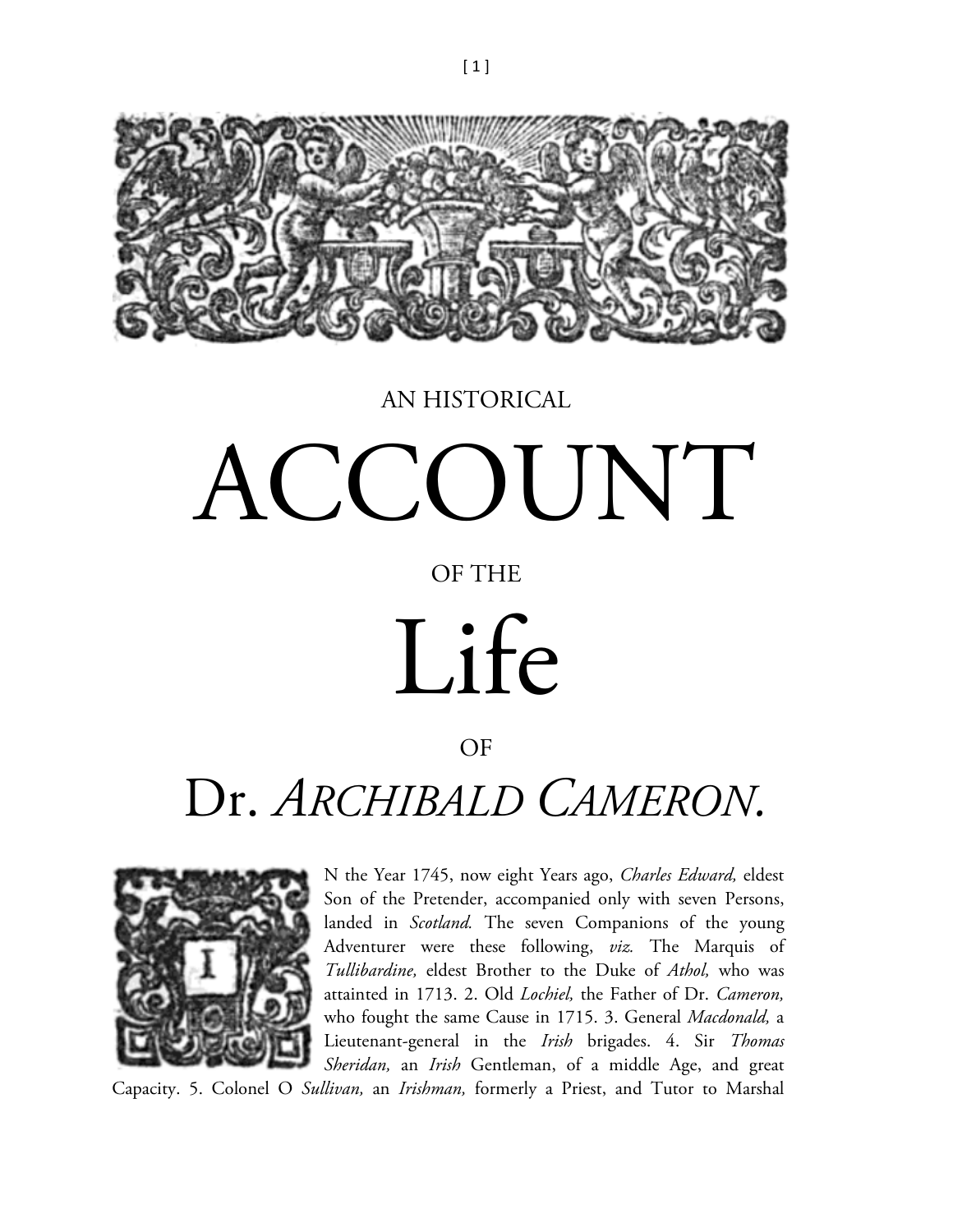# AN HISTORICAL ACCOUNT OF THE Life OF Dr. *ARCHIBALD CAMERON*.

IN the Year 1745, now eight Years ago, *Charles Edward,* eldest Son of the Pretender, accompanied only with seven Persons, landed in *Scotland.* The seven Companions of the young Adventurer were these following, *viz.* The Marquis of *Tullibardine,* eldest Brother to the Duke of *Athol,* who was attainted in 1713. 2. Old *Lochiel,* the Father of Dr. *Cameron,* who fought the same Cause in 1715. 3. General *Macdonald,* a Lieutenant-general in the *Irish* brigades. 4. Sir *Thomas Sheridan,* an *Irish* Gentleman, of a middle Age, and great Capacity. 5. Colonel O *Sullivan,* an *Irishman,* formerly a Priest, and Tutor to Marshal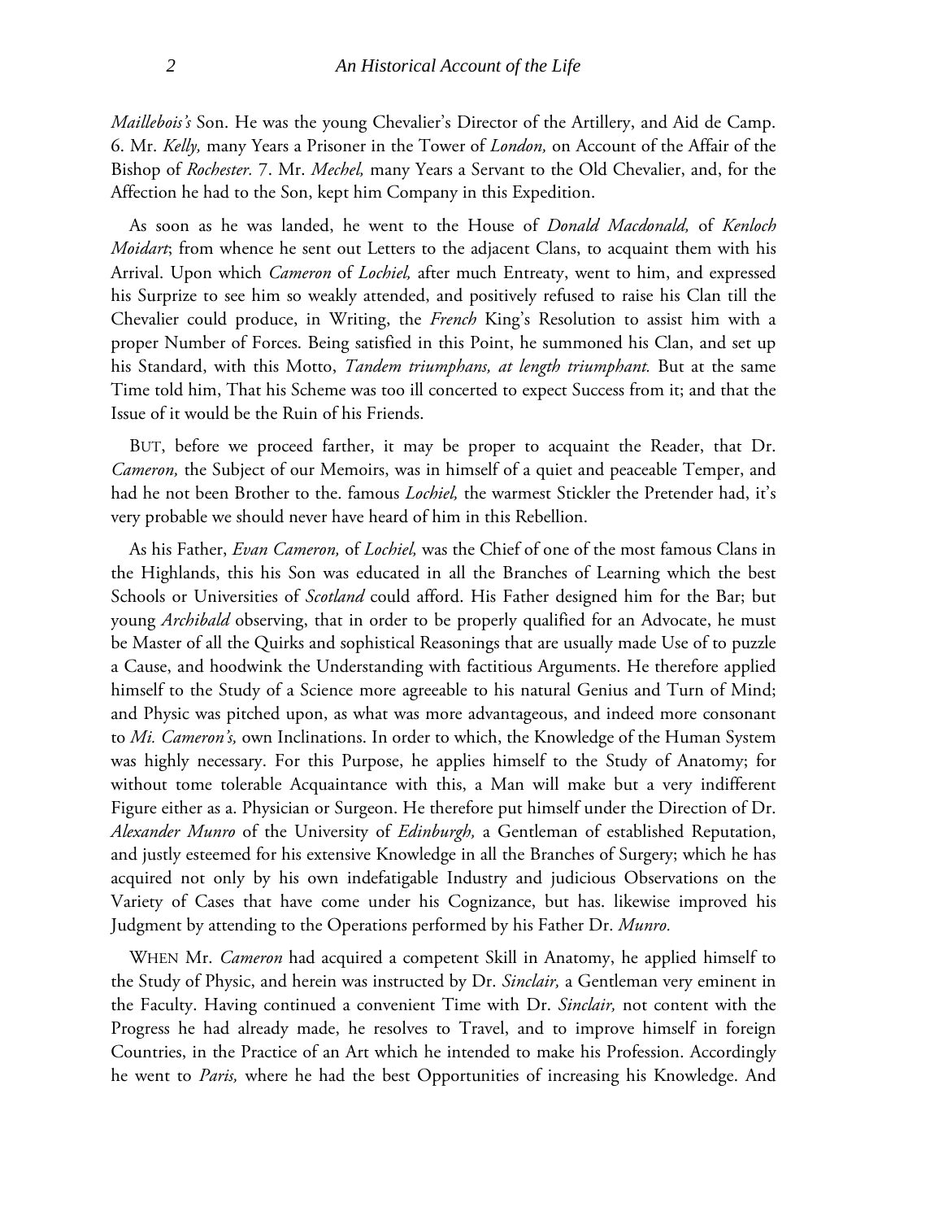*Maillebois's* Son. He was the young Chevalier's Director of the Artillery, and Aid de Camp. 6. Mr. *Kelly,* many Years a Prisoner in the Tower of *London,* on Account of the Affair of the Bishop of *Rochester.* 7. Mr. *Mechel,* many Years a Servant to the Old Chevalier, and, for the Affection he had to the Son, kept him Company in this Expedition.

As soon as he was landed, he went to the House of *Donald Macdonald,* of *Kenloch Moidart*; from whence he sent out Letters to the adjacent Clans, to acquaint them with his Arrival. Upon which *Cameron* of *Lochiel,* after much Entreaty, went to him, and expressed his Surprize to see him so weakly attended, and positively refused to raise his Clan till the Chevalier could produce, in Writing, the *French* King's Resolution to assist him with a proper Number of Forces. Being satisfied in this Point, he summoned his Clan, and set up his Standard, with this Motto, *Tandem triumphans, at length triumphant.* But at the same Time told him, That his Scheme was too ill concerted to expect Success from it; and that the Issue of it would be the Ruin of his Friends.

BUT, before we proceed farther, it may be proper to acquaint the Reader, that Dr. *Cameron,* the Subject of our Memoirs, was in himself of a quiet and peaceable Temper, and had he not been Brother to the. famous *Lochiel,* the warmest Stickler the Pretender had, it's very probable we should never have heard of him in this Rebellion.

As his Father, *Evan Cameron,* of *Lochiel,* was the Chief of one of the most famous Clans in the Highlands, this his Son was educated in all the Branches of Learning which the best Schools or Universities of *Scotland* could afford. His Father designed him for the Bar; but young *Archibald* observing, that in order to be properly qualified for an Advocate, he must be Master of all the Quirks and sophistical Reasonings that are usually made Use of to puzzle a Cause, and hoodwink the Understanding with factitious Arguments. He therefore applied himself to the Study of a Science more agreeable to his natural Genius and Turn of Mind; and Physic was pitched upon, as what was more advantageous, and indeed more consonant to *Mi. Cameron's,* own Inclinations. In order to which, the Knowledge of the Human System was highly necessary. For this Purpose, he applies himself to the Study of Anatomy; for without tome tolerable Acquaintance with this, a Man will make but a very indifferent Figure either as a. Physician or Surgeon. He therefore put himself under the Direction of Dr. *Alexander Munro* of the University of *Edinburgh,* a Gentleman of established Reputation, and justly esteemed for his extensive Knowledge in all the Branches of Surgery; which he has acquired not only by his own indefatigable Industry and judicious Observations on the Variety of Cases that have come under his Cognizance, but has. likewise improved his Judgment by attending to the Operations performed by his Father Dr. *Munro.*

WHEN Mr. *Cameron* had acquired a competent Skill in Anatomy, he applied himself to the Study of Physic, and herein was instructed by Dr. *Sinclair,* a Gentleman very eminent in the Faculty. Having continued a convenient Time with Dr. *Sinclair,* not content with the Progress he had already made, he resolves to Travel, and to improve himself in foreign Countries, in the Practice of an Art which he intended to make his Profession. Accordingly he went to *Paris,* where he had the best Opportunities of increasing his Knowledge. And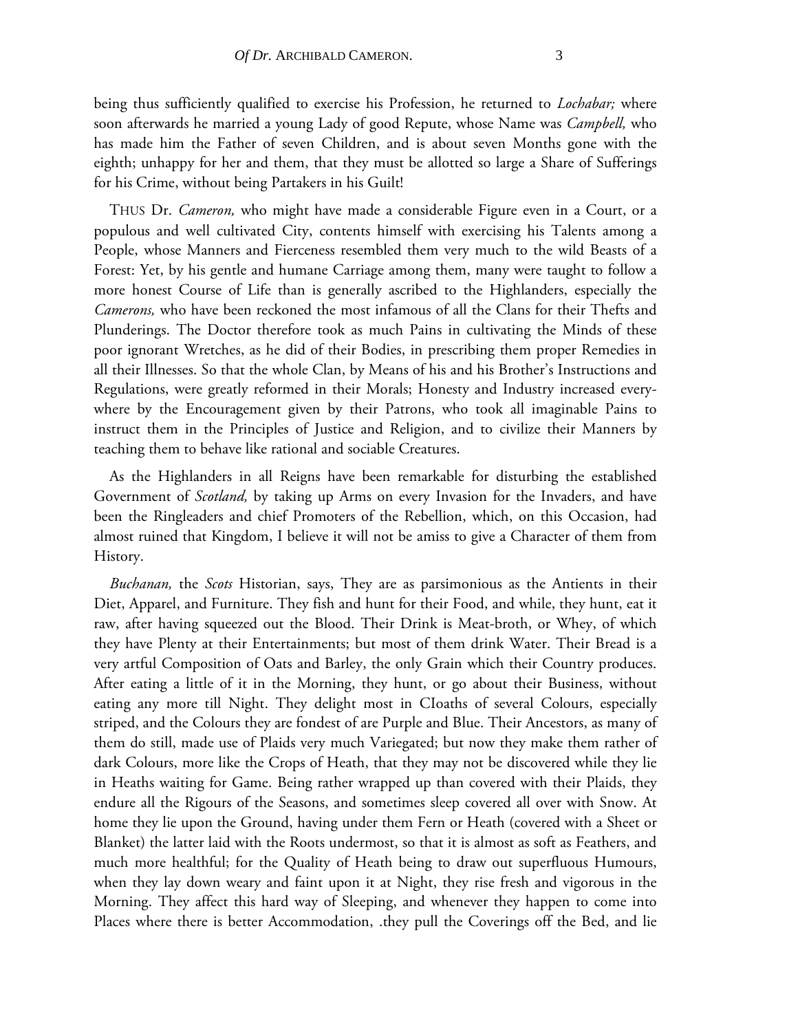being thus sufficiently qualified to exercise his Profession, he returned to *Lochabar;* where soon afterwards he married a young Lady of good Repute, whose Name was *Campbell,* who has made him the Father of seven Children, and is about seven Months gone with the eighth; unhappy for her and them, that they must be allotted so large a Share of Sufferings for his Crime, without being Partakers in his Guilt!

THUS Dr. *Cameron,* who might have made a considerable Figure even in a Court, or a populous and well cultivated City, contents himself with exercising his Talents among a People, whose Manners and Fierceness resembled them very much to the wild Beasts of a Forest: Yet, by his gentle and humane Carriage among them, many were taught to follow a more honest Course of Life than is generally ascribed to the Highlanders, especially the *Camerons,* who have been reckoned the most infamous of all the Clans for their Thefts and Plunderings. The Doctor therefore took as much Pains in cultivating the Minds of these poor ignorant Wretches, as he did of their Bodies, in prescribing them proper Remedies in all their Illnesses. So that the whole Clan, by Means of his and his Brother's Instructions and Regulations, were greatly reformed in their Morals; Honesty and Industry increased every-where by the Encouragement given by their Patrons, who took all imaginable Pains to instruct them in the Principles of Justice and Religion, and to civilize their Manners by teaching them to behave like rational and sociable Creatures.

As the Highlanders in all Reigns have been remarkable for disturbing the established Government of *Scotland,* by taking up Arms on every Invasion for the Invaders, and have been the Ringleaders and chief Promoters of the Rebellion, which, on this Occasion, had almost ruined that Kingdom, I believe it will not be amiss to give a Character of them from History.

*Buchanan,* the *Scots* Historian, says, They are as parsimonious as the Antients in their Diet, Apparel, and Furniture. They fish and hunt for their Food, and while, they hunt, eat it raw, after having squeezed out the Blood. Their Drink is Meat-broth, or Whey, of which they have Plenty at their Entertainments; but most of them drink Water. Their Bread is a very artful Composition of Oats and Barley, the only Grain which their Country produces. After eating a little of it in the Morning, they hunt, or go about their Business, without eating any more till Night. They delight most in Cloaths of several Colours, especially striped, and the Colours they are fondest of are Purple and Blue. Their Ancestors, as many of them do still, made use of Plaids very much Variegated; but now they make them rather of dark Colours, more like the Crops of Heath, that they may not be discovered while they lie in Heaths waiting for Game. Being rather wrapped up than covered with their Plaids, they endure all the Rigours of the Seasons, and sometimes sleep covered all over with Snow. At home they lie upon the Ground, having under them Fern or Heath (covered with a Sheet or Blanket) the latter laid with the Roots undermost, so that it is almost as soft as Feathers, and much more healthful; for the Quality of Heath being to draw out superfluous Humours, when they lay down weary and faint upon it at Night, they rise fresh and vigorous in the Morning. They affect this hard way of Sleeping, and whenever they happen to come into Places where there is better Accommodation, .they pull the Coverings off the Bed, and lie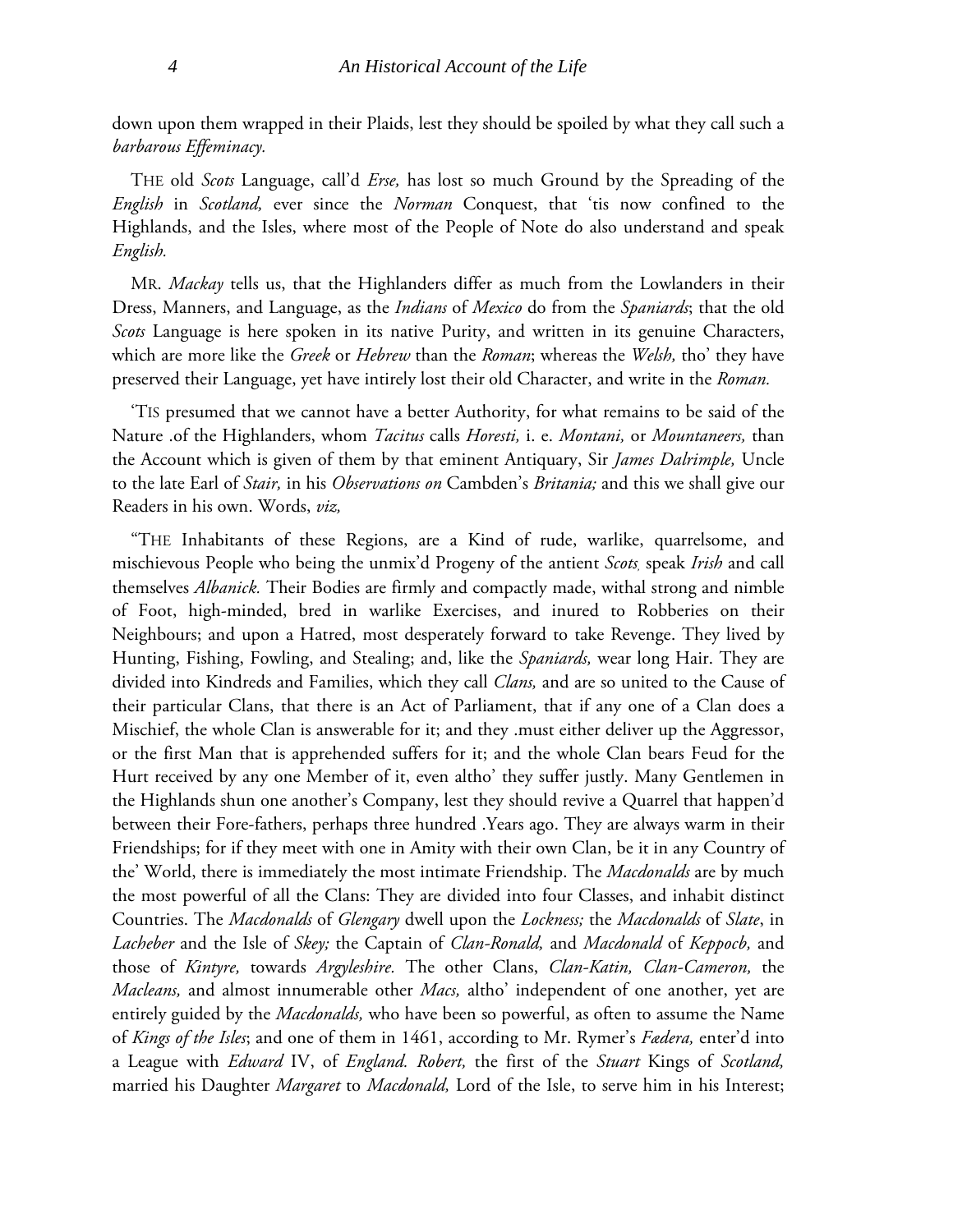down upon them wrapped in their Plaids, lest they should be spoiled by what they call such a *barbarous Effeminacy.*

THE old *Scots* Language, call'd *Erse,* has lost so much Ground by the Spreading of the *English* in *Scotland,* ever since the *Norman* Conquest, that 'tis now confined to the Highlands, and the Isles, where most of the People of Note do also understand and speak *English.*

MR. *Mackay* tells us, that the Highlanders differ as much from the Lowlanders in their Dress, Manners, and Language, as the *Indians* of *Mexico* do from the *Spaniards*; that the old *Scots* Language is here spoken in its native Purity, and written in its genuine Characters, which are more like the *Greek* or *Hebrew* than the *Roman*; whereas the *Welsh,* tho' they have preserved their Language, yet have intirely lost their old Character, and write in the *Roman.*

'TIS presumed that we cannot have a better Authority, for what remains to be said of the Nature .of the Highlanders, whom *Tacitus* calls *Horesti,* i. e. *Montani,* or *Mountaneers,* than the Account which is given of them by that eminent Antiquary, Sir *James Dalrimple,* Uncle to the late Earl of *Stair,* in his *Observations on* Cambden's *Britania;* and this we shall give our Readers in his own. Words, *viz,*

"THE Inhabitants of these Regions, are a Kind of rude, warlike, quarrelsome, and mischievous People who being the unmix'd Progeny of the antient *Scots,* speak *Irish* and call themselves *Albanick.* Their Bodies are firmly and compactly made, withal strong and nimble of Foot, high-minded, bred in warlike Exercises, and inured to Robberies on their Neighbours; and upon a Hatred, most desperately forward to take Revenge. They lived by Hunting, Fishing, Fowling, and Stealing; and, like the *Spaniards,* wear long Hair. They are divided into Kindreds and Families, which they call *Clans,* and are so united to the Cause of their particular Clans, that there is an Act of Parliament, that if any one of a Clan does a Mischief, the whole Clan is answerable for it; and they .must either deliver up the Aggressor, or the first Man that is apprehended suffers for it; and the whole Clan bears Feud for the Hurt received by any one Member of it, even altho' they suffer justly. Many Gentlemen in the Highlands shun one another's Company, lest they should revive a Quarrel that happen'd between their Fore-fathers, perhaps three hundred .Years ago. They are always warm in their Friendships; for if they meet with one in Amity with their own Clan, be it in any Country of the' World, there is immediately the most intimate Friendship. The *Macdonalds* are by much the most powerful of all the Clans: They are divided into four Classes, and inhabit distinct Countries. The *Macdonalds* of *Glengary* dwell upon the *Lockness;* the *Macdonalds* of *Slate*, in *Lacheber* and the Isle of *Skey;* the Captain of *Clan-Ronald,* and *Macdonald* of *Keppocb,* and those of *Kintyre,* towards *Argyleshire.* The other Clans, *Clan-Katin, Clan-Cameron,* the *Macleans,* and almost innumerable other *Macs,* altho' independent of one another, yet are entirely guided by the *Macdonalds,* who have been so powerful, as often to assume the Name of *Kings of the Isles*; and one of them in 1461, according to Mr. Rymer's *Fædera,* enter'd into a League with *Edward* IV, of *England. Robert,* the first of the *Stuart* Kings of *Scotland,* married his Daughter *Margaret* to *Macdonald,* Lord of the Isle, to serve him in his Interest;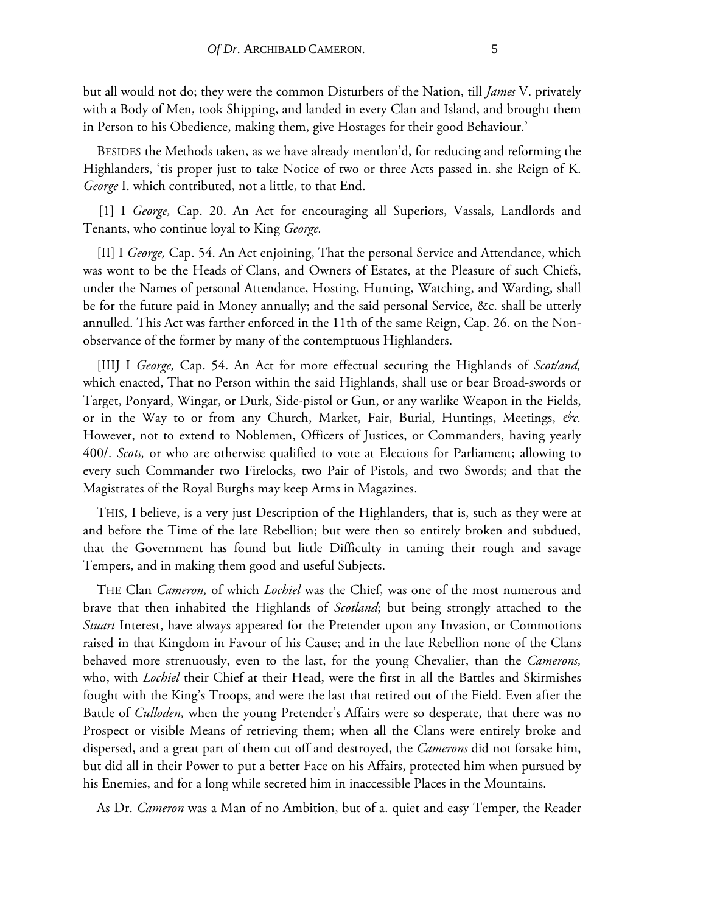but all would not do; they were the common Disturbers of the Nation, till *James* V. privately with a Body of Men, took Shipping, and landed in every Clan and Island, and brought them in Person to his Obedience, making them, give Hostages for their good Behaviour.'

BESIDES the Methods taken, as we have already mentlon'd, for reducing and reforming the Highlanders, 'tis proper just to take Notice of two or three Acts passed in. she Reign of K. *George* I. which contributed, not a little, to that End.

[1] I *George,* Cap. 20. An Act for encouraging all Superiors, Vassals, Landlords and Tenants, who continue loyal to King *George.*

[II] I *George,* Cap. 54. An Act enjoining, That the personal Service and Attendance, which was wont to be the Heads of Clans, and Owners of Estates, at the Pleasure of such Chiefs, under the Names of personal Attendance, Hosting, Hunting, Watching, and Warding, shall be for the future paid in Money annually; and the said personal Service, &c. shall be utterly annulled. This Act was farther enforced in the 11th of the same Reign, Cap. 26. on the Non-observance of the former by many of the contemptuous Highlanders.

[IIIJ I *George,* Cap. 54. An Act for more effectual securing the Highlands of *Scotland,* which enacted, That no Person within the said Highlands, shall use or bear Broad-swords or Target, Ponyard, Wingar, or Durk, Side-pistol or Gun, or any warlike Weapon in the Fields, or in the Way to or from any Church, Market, Fair, Burial, Huntings, Meetings, *&c.* However, not to extend to Noblemen, Officers of Justices, or Commanders, having yearly 400/. *Scots,* or who are otherwise qualified to vote at Elections for Parliament; allowing to every such Commander two Firelocks, two Pair of Pistols, and two Swords; and that the Magistrates of the Royal Burghs may keep Arms in Magazines.

THIS, I believe, is a very just Description of the Highlanders, that is, such as they were at and before the Time of the late Rebellion; but were then so entirely broken and subdued, that the Government has found but little Difficulty in taming their rough and savage Tempers, and in making them good and useful Subjects.

THE Clan *Cameron,* of which *Lochiel* was the Chief, was one of the most numerous and brave that then inhabited the Highlands of *Scotland*; but being strongly attached to the *Stuart* Interest, have always appeared for the Pretender upon any Invasion, or Commotions raised in that Kingdom in Favour of his Cause; and in the late Rebellion none of the Clans behaved more strenuously, even to the last, for the young Chevalier, than the *Camerons,* who, with *Lochiel* their Chief at their Head, were the first in all the Battles and Skirmishes fought with the King's Troops, and were the last that retired out of the Field. Even after the Battle of *Culloden,* when the young Pretender's Affairs were so desperate, that there was no Prospect or visible Means of retrieving them; when all the Clans were entirely broke and dispersed, and a great part of them cut off and destroyed, the *Camerons* did not forsake him, but did all in their Power to put a better Face on his Affairs, protected him when pursued by his Enemies, and for a long while secreted him in inaccessible Places in the Mountains.

As Dr. *Cameron* was a Man of no Ambition, but of a. quiet and easy Temper, the Reader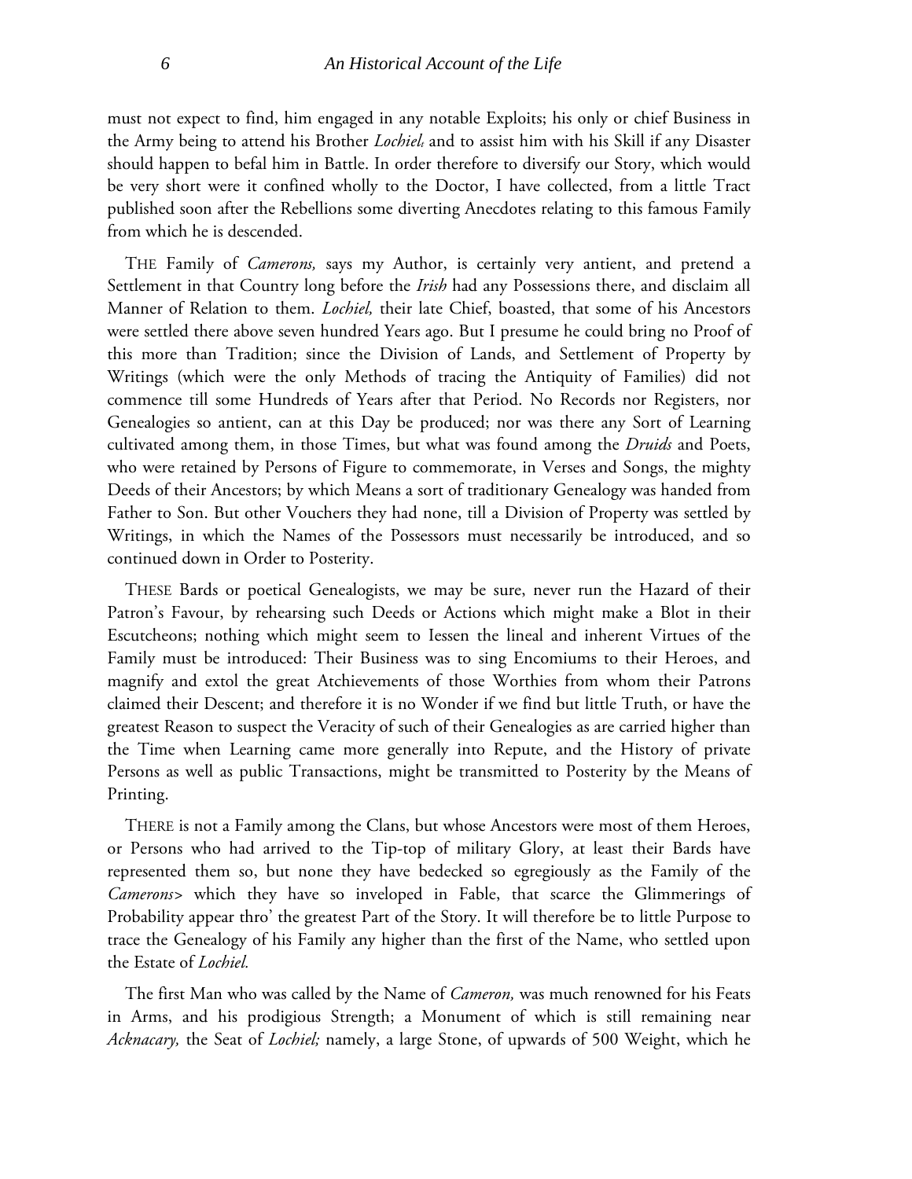must not expect to find, him engaged in any notable Exploits; his only or chief Business in the Army being to attend his Brother *Lochiel*, and to assist him with his Skill if any Disaster should happen to befal him in Battle. In order therefore to diversify our Story, which would be very short were it confined wholly to the Doctor, I have collected, from a little Tract published soon after the Rebellions some diverting Anecdotes relating to this famous Family from which he is descended.

THE Family of *Camerons,* says my Author, is certainly very antient, and pretend a Settlement in that Country long before the *Irish* had any Possessions there, and disclaim all Manner of Relation to them. *Lochiel,* their late Chief, boasted, that some of his Ancestors were settled there above seven hundred Years ago. But I presume he could bring no Proof of this more than Tradition; since the Division of Lands, and Settlement of Property by Writings (which were the only Methods of tracing the Antiquity of Families) did not commence till some Hundreds of Years after that Period. No Records nor Registers, nor Genealogies so antient, can at this Day be produced; nor was there any Sort of Learning cultivated among them, in those Times, but what was found among the *Druids* and Poets, who were retained by Persons of Figure to commemorate, in Verses and Songs, the mighty Deeds of their Ancestors; by which Means a sort of traditionary Genealogy was handed from Father to Son. But other Vouchers they had none, till a Division of Property was settled by Writings, in which the Names of the Possessors must necessarily be introduced, and so continued down in Order to Posterity.

THESE Bards or poetical Genealogists, we may be sure, never run the Hazard of their Patron's Favour, by rehearsing such Deeds or Actions which might make a Blot in their Escutcheons; nothing which might seem to Iessen the lineal and inherent Virtues of the Family must be introduced: Their Business was to sing Encomiums to their Heroes, and magnify and extol the great Atchievements of those Worthies from whom their Patrons claimed their Descent; and therefore it is no Wonder if we find but little Truth, or have the greatest Reason to suspect the Veracity of such of their Genealogies as are carried higher than the Time when Learning came more generally into Repute, and the History of private Persons as well as public Transactions, might be transmitted to Posterity by the Means of Printing.

THERE is not a Family among the Clans, but whose Ancestors were most of them Heroes, or Persons who had arrived to the Tip-top of military Glory, at least their Bards have represented them so, but none they have bedecked so egregiously as the Family of the *Camerons*> which they have so inveloped in Fable, that scarce the Glimmerings of Probability appear thro' the greatest Part of the Story. It will therefore be to little Purpose to trace the Genealogy of his Family any higher than the first of the Name, who settled upon the Estate of *Lochiel.*

The first Man who was called by the Name of *Cameron,* was much renowned for his Feats in Arms, and his prodigious Strength; a Monument of which is still remaining near *Acknacary,* the Seat of *Lochiel;* namely, a large Stone, of upwards of 500 Weight, which he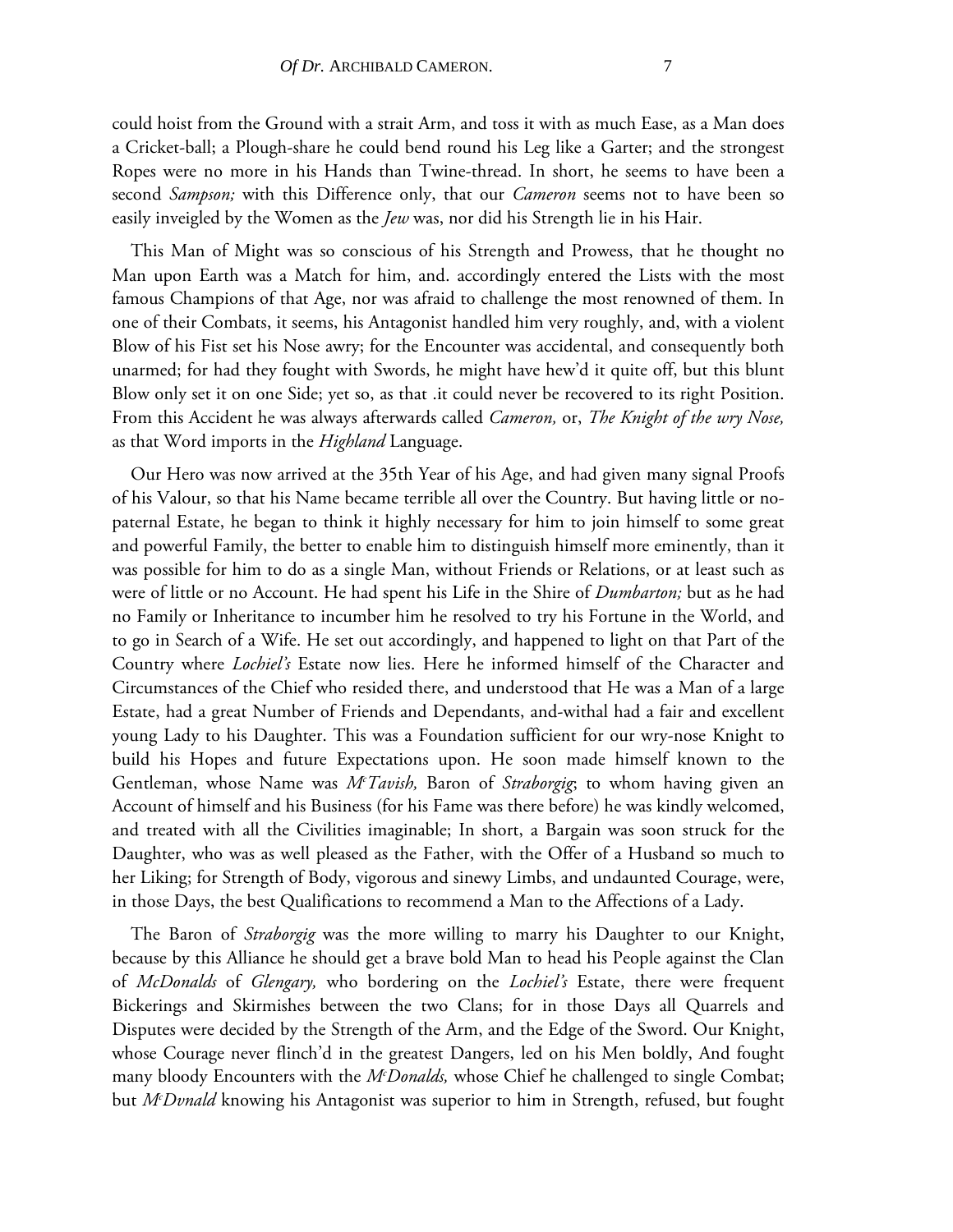could hoist from the Ground with a strait Arm, and toss it with as much Ease, as a Man does a Cricket-ball; a Plough-share he could bend round his Leg like a Garter; and the strongest Ropes were no more in his Hands than Twine-thread. In short, he seems to have been a second *Sampson;* with this Difference only, that our *Cameron* seems not to have been so easily inveigled by the Women as the *Jew* was, nor did his Strength lie in his Hair.

This Man of Might was so conscious of his Strength and Prowess, that he thought no Man upon Earth was a Match for him, and. accordingly entered the Lists with the most famous Champions of that Age, nor was afraid to challenge the most renowned of them. In one of their Combats, it seems, his Antagonist handled him very roughly, and, with a violent Blow of his Fist set his Nose awry; for the Encounter was accidental, and consequently both unarmed; for had they fought with Swords, he might have hew'd it quite off, but this blunt Blow only set it on one Side; yet so, as that .it could never be recovered to its right Position. From this Accident he was always afterwards called *Cameron,* or, *The Knight of the wry Nose,* as that Word imports in the *Highland* Language.

Our Hero was now arrived at the 35th Year of his Age, and had given many signal Proofs of his Valour, so that his Name became terrible all over the Country. But having little or no-paternal Estate, he began to think it highly necessary for him to join himself to some great and powerful Family, the better to enable him to distinguish himself more eminently, than it was possible for him to do as a single Man, without Friends or Relations, or at least such as were of little or no Account. He had spent his Life in the Shire of *Dumbarton;* but as he had no Family or Inheritance to incumber him he resolved to try his Fortune in the World, and to go in Search of a Wife. He set out accordingly, and happened to light on that Part of the Country where *Lochiel's* Estate now lies. Here he informed himself of the Character and Circumstances of the Chief who resided there, and understood that He was a Man of a large Estate, had a great Number of Friends and Dependants, and-withal had a fair and excellent young Lady to his Daughter. This was a Foundation sufficient for our wry-nose Knight to build his Hopes and future Expectations upon. He soon made himself known to the Gentleman, whose Name was *M^c^Tavish,* Baron of *Straborgig*; to whom having given an Account of himself and his Business (for his Fame was there before) he was kindly welcomed, and treated with all the Civilities imaginable; In short, a Bargain was soon struck for the Daughter, who was as well pleased as the Father, with the Offer of a Husband so much to her Liking; for Strength of Body, vigorous and sinewy Limbs, and undaunted Courage, were, in those Days, the best Qualifications to recommend a Man to the Affections of a Lady.

The Baron of *Straborgig* was the more willing to marry his Daughter to our Knight, because by this Alliance he should get a brave bold Man to head his People against the Clan of *McDonalds* of *Glengary,* who bordering on the *Lochiel's* Estate, there were frequent Bickerings and Skirmishes between the two Clans; for in those Days all Quarrels and Disputes were decided by the Strength of the Arm, and the Edge of the Sword. Our Knight, whose Courage never flinch'd in the greatest Dangers, led on his Men boldly, And fought many bloody Encounters with the *M^c^Donalds,* whose Chief he challenged to single Combat; but *M^c^Dvnald* knowing his Antagonist was superior to him in Strength, refused, but fought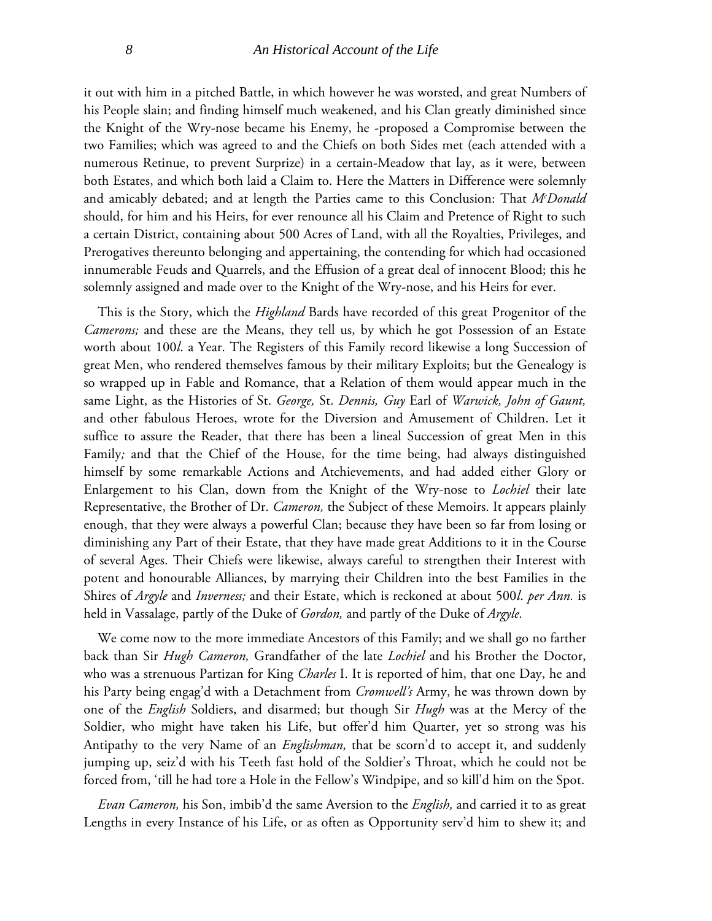it out with him in a pitched Battle, in which however he was worsted, and great Numbers of his People slain; and finding himself much weakened, and his Clan greatly diminished since the Knight of the Wry-nose became his Enemy, he -proposed a Compromise between the two Families; which was agreed to and the Chiefs on both Sides met (each attended with a numerous Retinue, to prevent Surprize) in a certain-Meadow that lay, as it were, between both Estates, and which both laid a Claim to. Here the Matters in Difference were solemnly and amicably debated; and at length the Parties came to this Conclusion: That *M^cDonald* should, for him and his Heirs, for ever renounce all his Claim and Pretence of Right to such a certain District, containing about 500 Acres of Land, with all the Royalties, Privileges, and Prerogatives thereunto belonging and appertaining, the contending for which had occasioned innumerable Feuds and Quarrels, and the Effusion of a great deal of innocent Blood; this he solemnly assigned and made over to the Knight of the Wry-nose, and his Heirs for ever.

This is the Story, which the *Highland* Bards have recorded of this great Progenitor of the *Camerons;* and these are the Means, they tell us, by which he got Possession of an Estate worth about 100*l*. a Year. The Registers of this Family record likewise a long Succession of great Men, who rendered themselves famous by their military Exploits; but the Genealogy is so wrapped up in Fable and Romance, that a Relation of them would appear much in the same Light, as the Histories of St. *George,* St. *Dennis, Guy* Earl of *Warwick, John of Gaunt,* and other fabulous Heroes, wrote for the Diversion and Amusement of Children. Let it suffice to assure the Reader, that there has been a lineal Succession of great Men in this Family*;* and that the Chief of the House, for the time being, had always distinguished himself by some remarkable Actions and Atchievements, and had added either Glory or Enlargement to his Clan, down from the Knight of the Wry-nose to *Lochiel* their late Representative, the Brother of Dr. *Cameron,* the Subject of these Memoirs. It appears plainly enough, that they were always a powerful Clan; because they have been so far from losing or diminishing any Part of their Estate, that they have made great Additions to it in the Course of several Ages. Their Chiefs were likewise, always careful to strengthen their Interest with potent and honourable Alliances, by marrying their Children into the best Families in the Shires of *Argyle* and *Inverness;* and their Estate, which is reckoned at about 500*l*. *per Ann.* is held in Vassalage, partly of the Duke of *Gordon,* and partly of the Duke of *Argyle.*

We come now to the more immediate Ancestors of this Family; and we shall go no farther back than Sir *Hugh Cameron,* Grandfather of the late *Lochiel* and his Brother the Doctor, who was a strenuous Partizan for King *Charles* I. It is reported of him, that one Day, he and his Party being engag'd with a Detachment from *Cromwell's* Army, he was thrown down by one of the *English* Soldiers, and disarmed; but though Sir *Hugh* was at the Mercy of the Soldier, who might have taken his Life, but offer'd him Quarter, yet so strong was his Antipathy to the very Name of an *Englishman,* that be scorn'd to accept it, and suddenly jumping up, seiz'd with his Teeth fast hold of the Soldier's Throat, which he could not be forced from, 'till he had tore a Hole in the Fellow's Windpipe, and so kill'd him on the Spot.

*Evan Cameron,* his Son, imbib'd the same Aversion to the *English,* and carried it to as great Lengths in every Instance of his Life, or as often as Opportunity serv'd him to shew it; and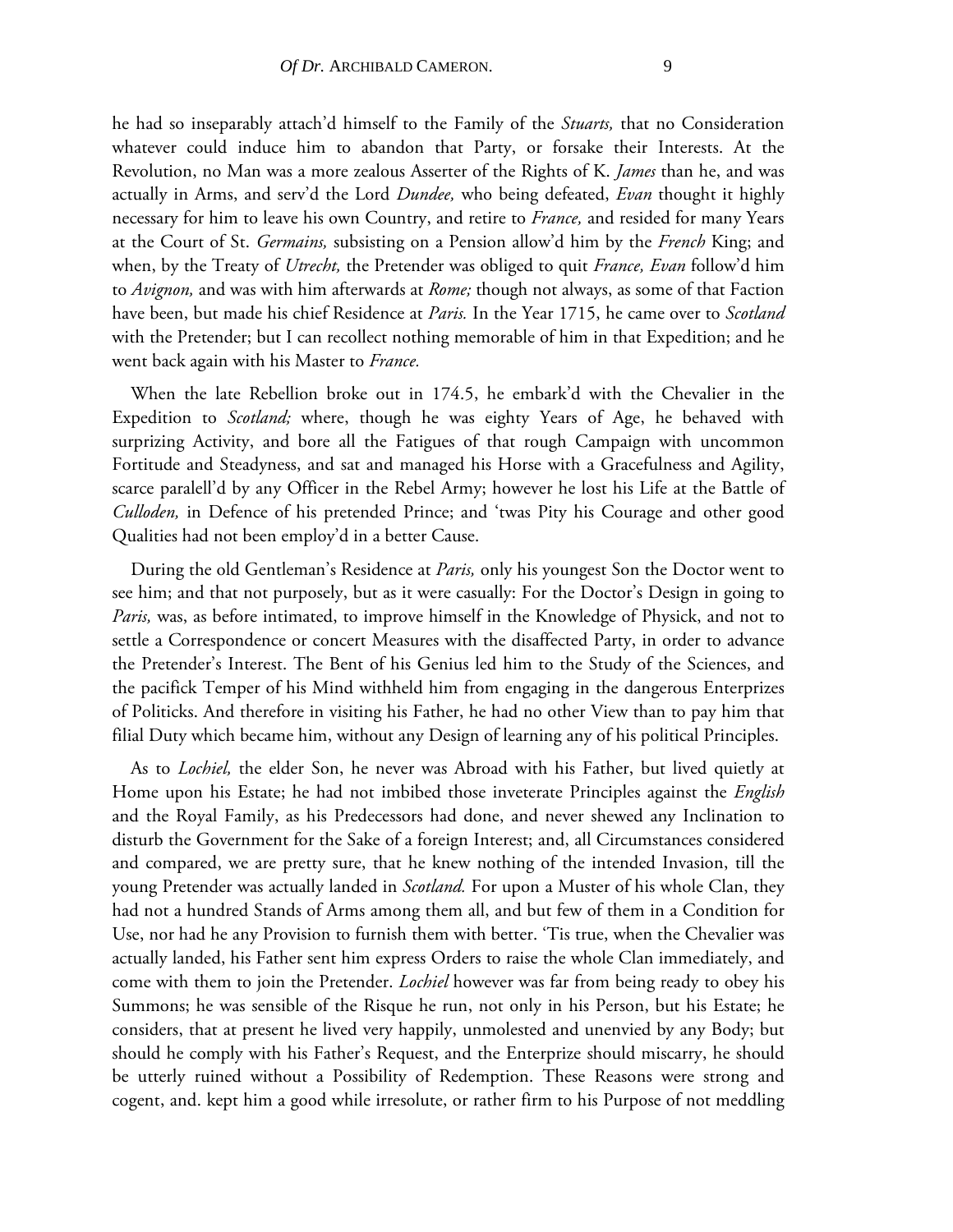he had so inseparably attach'd himself to the Family of the *Stuarts,* that no Consideration whatever could induce him to abandon that Party, or forsake their Interests. At the Revolution, no Man was a more zealous Asserter of the Rights of K. *James* than he, and was actually in Arms, and serv'd the Lord *Dundee,* who being defeated, *Evan* thought it highly necessary for him to leave his own Country, and retire to *France,* and resided for many Years at the Court of St. *Germains,* subsisting on a Pension allow'd him by the *French* King; and when, by the Treaty of *Utrecht,* the Pretender was obliged to quit *France, Evan* follow'd him to *Avignon,* and was with him afterwards at *Rome;* though not always, as some of that Faction have been, but made his chief Residence at *Paris.* In the Year 1715, he came over to *Scotland* with the Pretender; but I can recollect nothing memorable of him in that Expedition; and he went back again with his Master to *France.*

When the late Rebellion broke out in 174.5, he embark'd with the Chevalier in the Expedition to *Scotland;* where, though he was eighty Years of Age, he behaved with surprizing Activity, and bore all the Fatigues of that rough Campaign with uncommon Fortitude and Steadyness, and sat and managed his Horse with a Gracefulness and Agility, scarce paralell'd by any Officer in the Rebel Army; however he lost his Life at the Battle of *Culloden,* in Defence of his pretended Prince; and 'twas Pity his Courage and other good Qualities had not been employ'd in a better Cause.

During the old Gentleman's Residence at *Paris,* only his youngest Son the Doctor went to see him; and that not purposely, but as it were casually: For the Doctor's Design in going to *Paris,* was, as before intimated, to improve himself in the Knowledge of Physick, and not to settle a Correspondence or concert Measures with the disaffected Party, in order to advance the Pretender's Interest. The Bent of his Genius led him to the Study of the Sciences, and the pacifick Temper of his Mind withheld him from engaging in the dangerous Enterprizes of Politicks. And therefore in visiting his Father, he had no other View than to pay him that filial Duty which became him, without any Design of learning any of his political Principles.

As to *Lochiel,* the elder Son, he never was Abroad with his Father, but lived quietly at Home upon his Estate; he had not imbibed those inveterate Principles against the *English* and the Royal Family, as his Predecessors had done, and never shewed any Inclination to disturb the Government for the Sake of a foreign Interest; and, all Circumstances considered and compared, we are pretty sure, that he knew nothing of the intended Invasion, till the young Pretender was actually landed in *Scotland.* For upon a Muster of his whole Clan, they had not a hundred Stands of Arms among them all, and but few of them in a Condition for Use, nor had he any Provision to furnish them with better. 'Tis true, when the Chevalier was actually landed, his Father sent him express Orders to raise the whole Clan immediately, and come with them to join the Pretender. *Lochiel* however was far from being ready to obey his Summons; he was sensible of the Risque he run, not only in his Person, but his Estate; he considers, that at present he lived very happily, unmolested and unenvied by any Body; but should he comply with his Father's Request, and the Enterprize should miscarry, he should be utterly ruined without a Possibility of Redemption. These Reasons were strong and cogent, and. kept him a good while irresolute, or rather firm to his Purpose of not meddling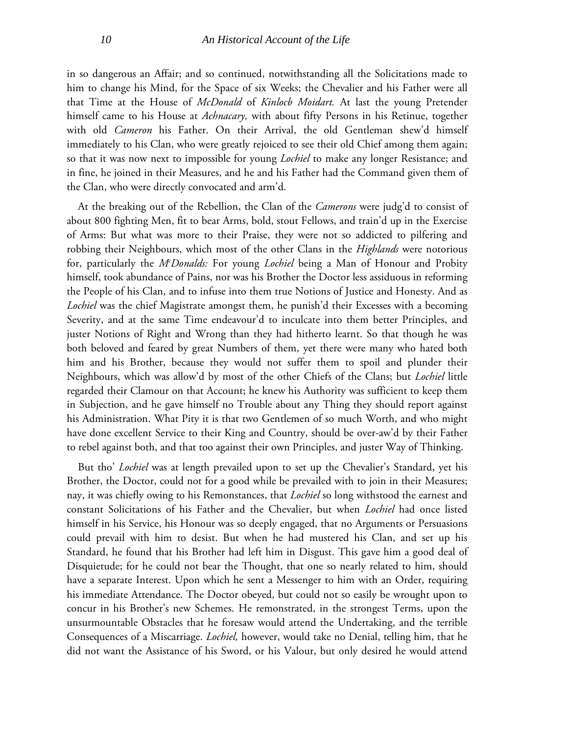in so dangerous an Affair; and so continued, notwithstanding all the Solicitations made to him to change his Mind, for the Space of six Weeks; the Chevalier and his Father were all that Time at the House of *McDonald* of *Kinlocb Moidart.* At last the young Pretender himself came to his House at *Achnacary,* with about fifty Persons in his Retinue, together with old *Cameron* his Father. On their Arrival, the old Gentleman shew'd himself immediately to his Clan, who were greatly rejoiced to see their old Chief among them again; so that it was now next to impossible for young *Lochiel* to make any longer Resistance; and in fine, he joined in their Measures, and he and his Father had the Command given them of the Clan, who were directly convocated and arm'd.

At the breaking out of the Rebellion, the Clan of the *Camerons* were judg'd to consist of about 800 fighting Men, fit to bear Arms, bold, stout Fellows, and train'd up in the Exercise of Arms: But what was more to their Praise, they were not so addicted to pilfering and robbing their Neighbours, which most of the other Clans in the *Highlands* were notorious for, particularly the *M^cDonalds:* For young *Lochiel* being a Man of Honour and Probity himself, took abundance of Pains, nor was his Brother the Doctor less assiduous in reforming the People of his Clan, and to infuse into them true Notions of Justice and Honesty. And as *Lochiel* was the chief Magistrate amongst them, he punish'd their Excesses with a becoming Severity, and at the same Time endeavour'd to inculcate into them better Principles, and juster Notions of Right and Wrong than they had hitherto learnt. So that though he was both beloved and feared by great Numbers of them, yet there were many who hated both him and his Brother, because they would not suffer them to spoil and plunder their Neighbours, which was allow'd by most of the other Chiefs of the Clans; but *Lochiel* little regarded their Clamour on that Account; he knew his Authority was sufficient to keep them in Subjection, and he gave himself no Trouble about any Thing they should report against his Administration. What Pity it is that two Gentlemen of so much Worth, and who might have done excellent Service to their King and Country, should be over-aw'd by their Father to rebel against both, and that too against their own Principles, and juster Way of Thinking.

But tho' *Lochiel* was at length prevailed upon to set up the Chevalier's Standard, yet his Brother, the Doctor, could not for a good while be prevailed with to join in their Measures; nay, it was chiefly owing to his Remonstances, that *Lochiel* so long withstood the earnest and constant Solicitations of his Father and the Chevalier, but when *Lochiel* had once listed himself in his Service, his Honour was so deeply engaged, that no Arguments or Persuasions could prevail with him to desist. But when he had mustered his Clan, and set up his Standard, he found that his Brother had left him in Disgust. This gave him a good deal of Disquietude; for he could not bear the Thought, that one so nearly related to him, should have a separate Interest. Upon which he sent a Messenger to him with an Order, requiring his immediate Attendance. The Doctor obeyed, but could not so easily be wrought upon to concur in his Brother's new Schemes. He remonstrated, in the strongest Terms, upon the unsurmountable Obstacles that he foresaw would attend the Undertaking, and the terrible Consequences of a Miscarriage. *Lochiel,* however, would take no Denial, telling him, that he did not want the Assistance of his Sword, or his Valour, but only desired he would attend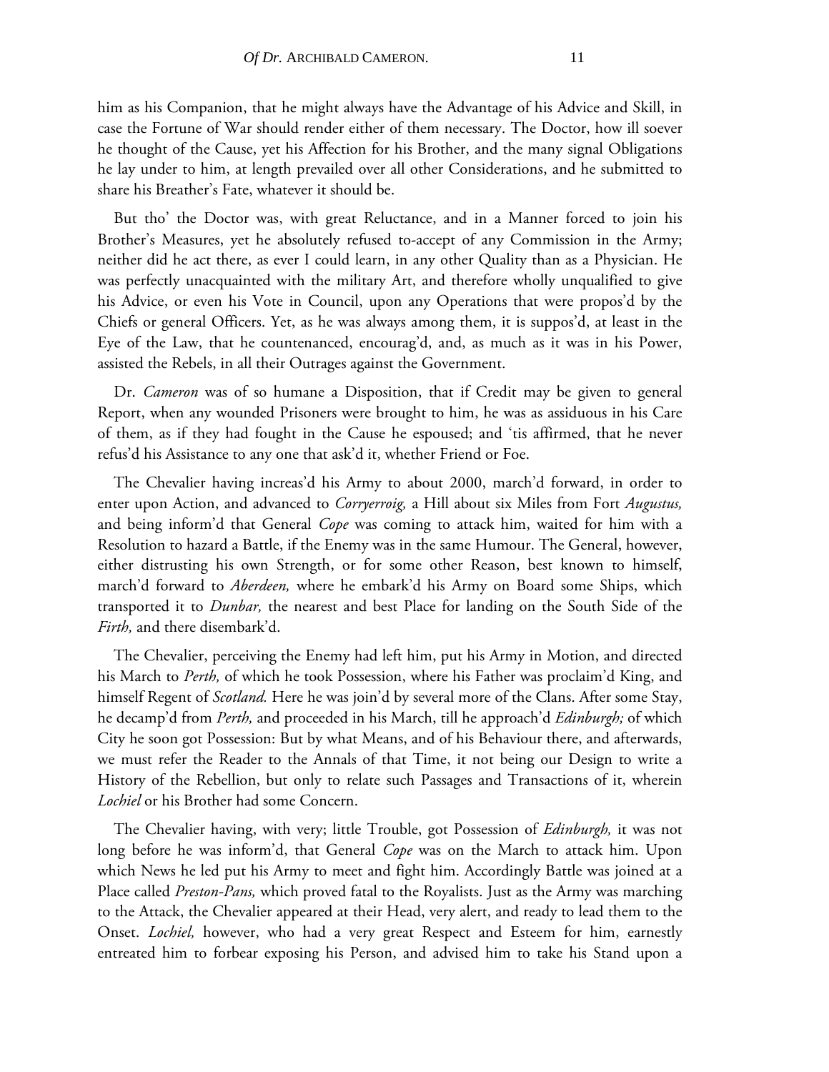him as his Companion, that he might always have the Advantage of his Advice and Skill, in case the Fortune of War should render either of them necessary. The Doctor, how ill soever he thought of the Cause, yet his Affection for his Brother, and the many signal Obligations he lay under to him, at length prevailed over all other Considerations, and he submitted to share his Breather's Fate, whatever it should be.

But tho' the Doctor was, with great Reluctance, and in a Manner forced to join his Brother's Measures, yet he absolutely refused to-accept of any Commission in the Army; neither did he act there, as ever I could learn, in any other Quality than as a Physician. He was perfectly unacquainted with the military Art, and therefore wholly unqualified to give his Advice, or even his Vote in Council, upon any Operations that were propos'd by the Chiefs or general Officers. Yet, as he was always among them, it is suppos'd, at least in the Eye of the Law, that he countenanced, encourag'd, and, as much as it was in his Power, assisted the Rebels, in all their Outrages against the Government.

Dr. *Cameron* was of so humane a Disposition, that if Credit may be given to general Report, when any wounded Prisoners were brought to him, he was as assiduous in his Care of them, as if they had fought in the Cause he espoused; and 'tis affirmed, that he never refus'd his Assistance to any one that ask'd it, whether Friend or Foe.

The Chevalier having increas'd his Army to about 2000, march'd forward, in order to enter upon Action, and advanced to *Corryerroig,* a Hill about six Miles from Fort *Augustus,* and being inform'd that General *Cope* was coming to attack him, waited for him with a Resolution to hazard a Battle, if the Enemy was in the same Humour. The General, however, either distrusting his own Strength, or for some other Reason, best known to himself, march'd forward to *Aberdeen,* where he embark'd his Army on Board some Ships, which transported it to *Dunbar,* the nearest and best Place for landing on the South Side of the *Firth,* and there disembark'd.

The Chevalier, perceiving the Enemy had left him, put his Army in Motion, and directed his March to *Perth,* of which he took Possession, where his Father was proclaim'd King, and himself Regent of *Scotland.* Here he was join'd by several more of the Clans. After some Stay, he decamp'd from *Perth,* and proceeded in his March, till he approach'd *Edinburgh;* of which City he soon got Possession: But by what Means, and of his Behaviour there, and afterwards, we must refer the Reader to the Annals of that Time, it not being our Design to write a History of the Rebellion, but only to relate such Passages and Transactions of it, wherein *Lochiel* or his Brother had some Concern.

The Chevalier having, with very; little Trouble, got Possession of *Edinburgh,* it was not long before he was inform'd, that General *Cope* was on the March to attack him. Upon which News he led put his Army to meet and fight him. Accordingly Battle was joined at a Place called *Preston-Pans,* which proved fatal to the Royalists. Just as the Army was marching to the Attack, the Chevalier appeared at their Head, very alert, and ready to lead them to the Onset. *Lochiel,* however, who had a very great Respect and Esteem for him, earnestly entreated him to forbear exposing his Person, and advised him to take his Stand upon a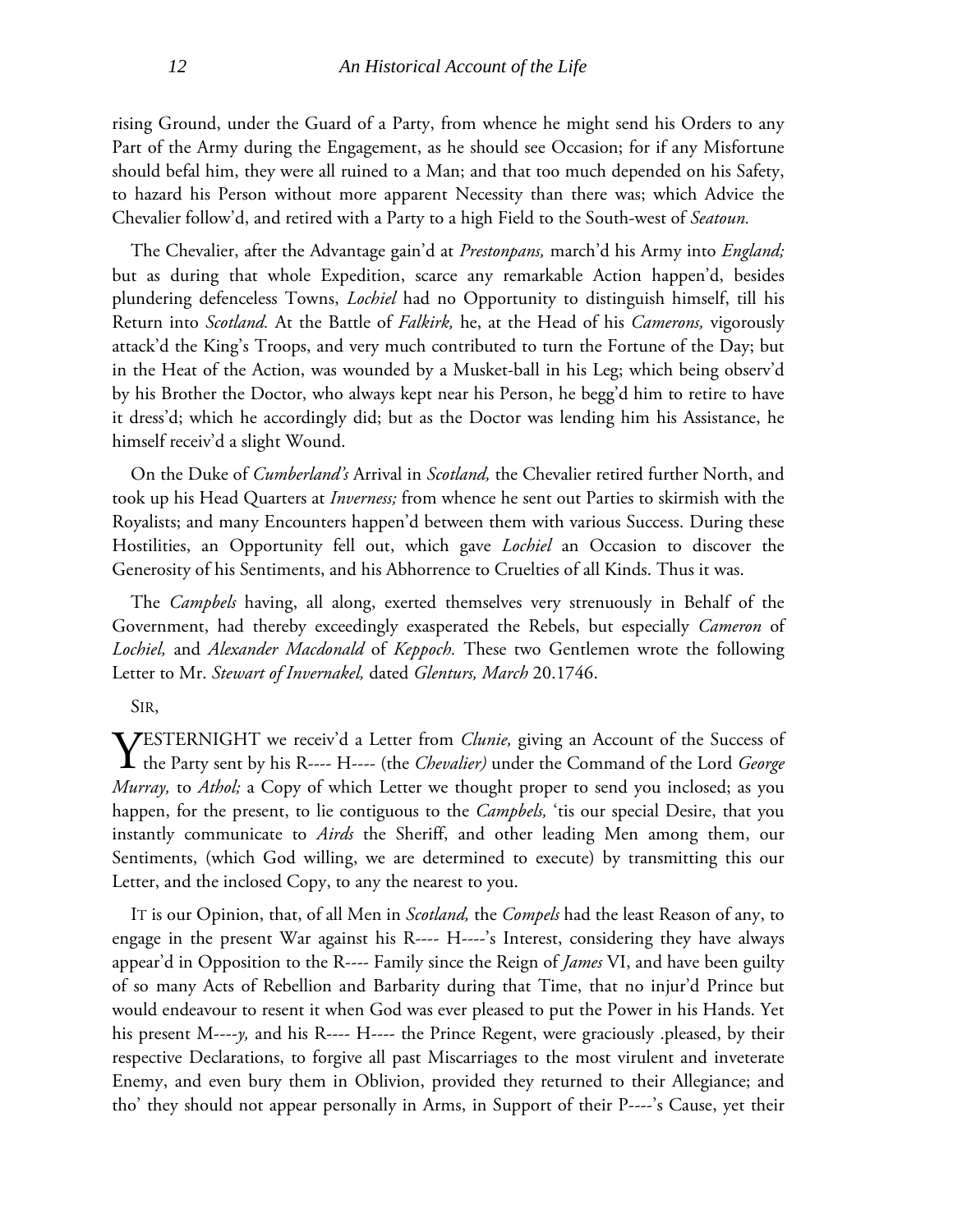rising Ground, under the Guard of a Party, from whence he might send his Orders to any Part of the Army during the Engagement, as he should see Occasion; for if any Misfortune should befal him, they were all ruined to a Man; and that too much depended on his Safety, to hazard his Person without more apparent Necessity than there was; which Advice the Chevalier follow'd, and retired with a Party to a high Field to the South-west of *Seatoun.*

The Chevalier, after the Advantage gain'd at *Prestonpans,* march'd his Army into *England;* but as during that whole Expedition, scarce any remarkable Action happen'd, besides plundering defenceless Towns, *Lochiel* had no Opportunity to distinguish himself, till his Return into *Scotland.* At the Battle of *Falkirk,* he, at the Head of his *Camerons,* vigorously attack'd the King's Troops, and very much contributed to turn the Fortune of the Day; but in the Heat of the Action, was wounded by a Musket-ball in his Leg; which being observ'd by his Brother the Doctor, who always kept near his Person, he begg'd him to retire to have it dress'd; which he accordingly did; but as the Doctor was lending him his Assistance, he himself receiv'd a slight Wound.

On the Duke of *Cumberland's* Arrival in *Scotland,* the Chevalier retired further North, and took up his Head Quarters at *Inverness;* from whence he sent out Parties to skirmish with the Royalists; and many Encounters happen'd between them with various Success. During these Hostilities, an Opportunity fell out, which gave *Lochiel* an Occasion to discover the Generosity of his Sentiments, and his Abhorrence to Cruelties of all Kinds. Thus it was.

The *Campbels* having, all along, exerted themselves very strenuously in Behalf of the Government, had thereby exceedingly exasperated the Rebels, but especially *Cameron* of *Lochiel,* and *Alexander Macdonald* of *Keppoch.* These two Gentlemen wrote the following Letter to Mr. *Stewart of Invernakel,* dated *Glenturs, March* 20.1746.

SIR,

YESTERNIGHT we receiv'd a Letter from *Clunie,* giving an Account of the Success of the Party sent by his R---- H---- (the *Chevalier)* under the Command of the Lord *George Murray,* to *Athol;* a Copy of which Letter we thought proper to send you inclosed; as you happen, for the present, to lie contiguous to the *Campbels,* 'tis our special Desire, that you instantly communicate to *Airds* the Sheriff, and other leading Men among them, our Sentiments, (which God willing, we are determined to execute) by transmitting this our Letter, and the inclosed Copy, to any the nearest to you.

IT is our Opinion, that, of all Men in *Scotland,* the *Compels* had the least Reason of any, to engage in the present War against his R---- H----'s Interest, considering they have always appear'd in Opposition to the R---- Family since the Reign of *James* VI, and have been guilty of so many Acts of Rebellion and Barbarity during that Time, that no injur'd Prince but would endeavour to resent it when God was ever pleased to put the Power in his Hands. Yet his present M----*y,* and his R---- H---- the Prince Regent, were graciously .pleased, by their respective Declarations, to forgive all past Miscarriages to the most virulent and inveterate Enemy, and even bury them in Oblivion, provided they returned to their Allegiance; and tho' they should not appear personally in Arms, in Support of their P----'s Cause, yet their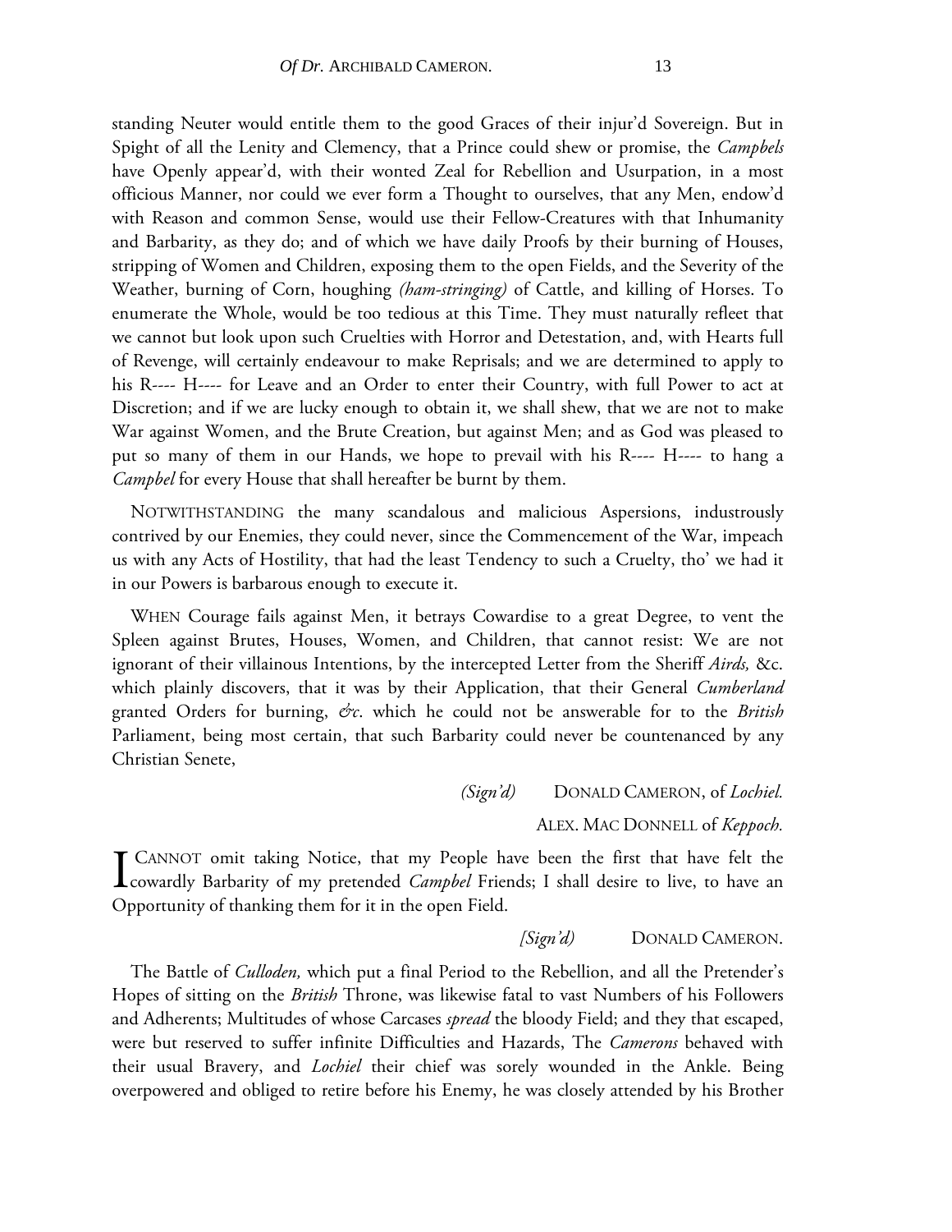standing Neuter would entitle them to the good Graces of their injur'd Sovereign. But in Spight of all the Lenity and Clemency, that a Prince could shew or promise, the *Campbels* have Openly appear'd, with their wonted Zeal for Rebellion and Usurpation, in a most officious Manner, nor could we ever form a Thought to ourselves, that any Men, endow'd with Reason and common Sense, would use their Fellow-Creatures with that Inhumanity and Barbarity, as they do; and of which we have daily Proofs by their burning of Houses, stripping of Women and Children, exposing them to the open Fields, and the Severity of the Weather, burning of Corn, houghing *(ham-stringing)* of Cattle, and killing of Horses. To enumerate the Whole, would be too tedious at this Time. They must naturally refleet that we cannot but look upon such Cruelties with Horror and Detestation, and, with Hearts full of Revenge, will certainly endeavour to make Reprisals; and we are determined to apply to his R---- H---- for Leave and an Order to enter their Country, with full Power to act at Discretion; and if we are lucky enough to obtain it, we shall shew, that we are not to make War against Women, and the Brute Creation, but against Men; and as God was pleased to put so many of them in our Hands, we hope to prevail with his R---- H---- to hang a *Campbel* for every House that shall hereafter be burnt by them.

NOTWITHSTANDING the many scandalous and malicious Aspersions, industrously contrived by our Enemies, they could never, since the Commencement of the War, impeach us with any Acts of Hostility, that had the least Tendency to such a Cruelty, tho' we had it in our Powers is barbarous enough to execute it.

WHEN Courage fails against Men, it betrays Cowardise to a great Degree, to vent the Spleen against Brutes, Houses, Women, and Children, that cannot resist: We are not ignorant of their villainous Intentions, by the intercepted Letter from the Sheriff *Airds,* &c. which plainly discovers, that it was by their Application, that their General *Cumberland* granted Orders for burning, *&c*. which he could not be answerable for to the *British* Parliament, being most certain, that such Barbarity could never be countenanced by any Christian Senete,

*(Sign'd)* DONALD CAMERON, of *Lochiel.*

ALEX. MAC DONNELL of *Keppoch.*

I CANNOT omit taking Notice, that my People have been the first that have felt the cowardly Barbarity of my pretended *Campbel* Friends; I shall desire to live, to have an Opportunity of thanking them for it in the open Field.

*[Sign'd)* DONALD CAMERON.

The Battle of *Culloden,* which put a final Period to the Rebellion, and all the Pretender's Hopes of sitting on the *British* Throne, was likewise fatal to vast Numbers of his Followers and Adherents; Multitudes of whose Carcases *spread* the bloody Field; and they that escaped, were but reserved to suffer infinite Difficulties and Hazards, The *Camerons* behaved with their usual Bravery, and *Lochiel* their chief was sorely wounded in the Ankle. Being overpowered and obliged to retire before his Enemy, he was closely attended by his Brother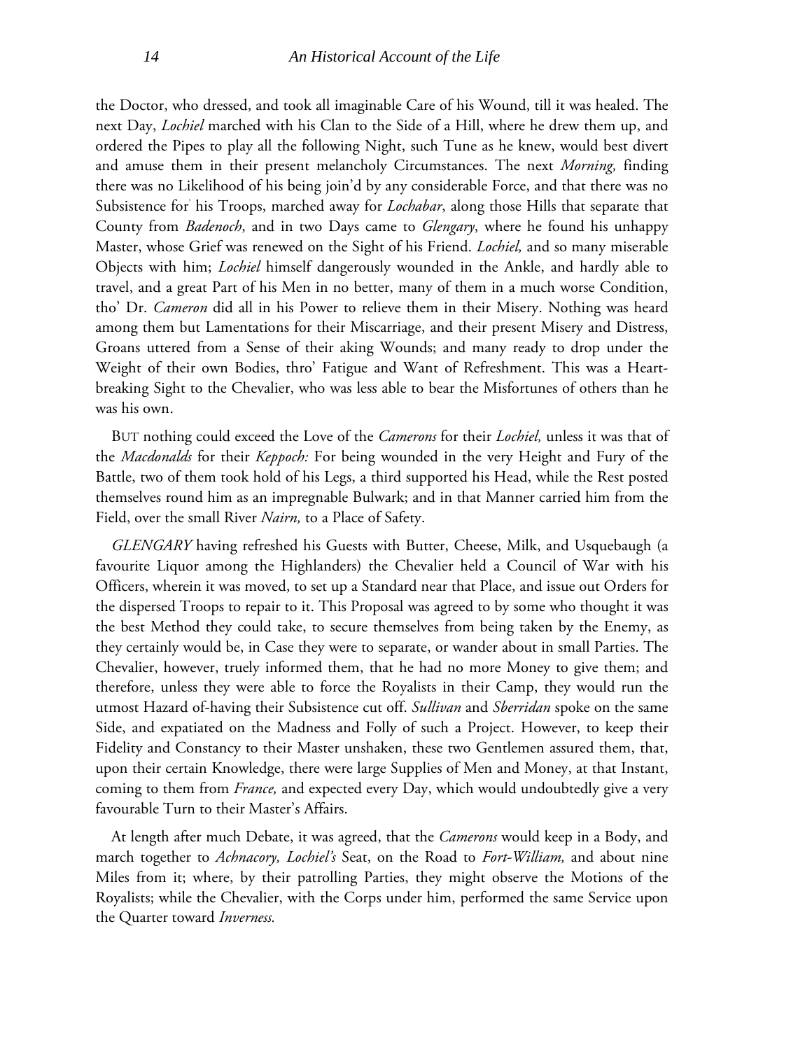the Doctor, who dressed, and took all imaginable Care of his Wound, till it was healed. The next Day, *Lochiel* marched with his Clan to the Side of a Hill, where he drew them up, and ordered the Pipes to play all the following Night, such Tune as he knew, would best divert and amuse them in their present melancholy Circumstances. The next *Morning,* finding there was no Likelihood of his being join'd by any considerable Force, and that there was no Subsistence for his Troops, marched away for *Lochabar*, along those Hills that separate that County from *Badenoch*, and in two Days came to *Glengary*, where he found his unhappy Master, whose Grief was renewed on the Sight of his Friend. *Lochiel,* and so many miserable Objects with him; *Lochiel* himself dangerously wounded in the Ankle, and hardly able to travel, and a great Part of his Men in no better, many of them in a much worse Condition, tho' Dr. *Cameron* did all in his Power to relieve them in their Misery. Nothing was heard among them but Lamentations for their Miscarriage, and their present Misery and Distress, Groans uttered from a Sense of their aking Wounds; and many ready to drop under the Weight of their own Bodies, thro' Fatigue and Want of Refreshment. This was a Heart-breaking Sight to the Chevalier, who was less able to bear the Misfortunes of others than he was his own.

BUT nothing could exceed the Love of the *Camerons* for their *Lochiel,* unless it was that of the *Macdonalds* for their *Keppoch:* For being wounded in the very Height and Fury of the Battle, two of them took hold of his Legs, a third supported his Head, while the Rest posted themselves round him as an impregnable Bulwark; and in that Manner carried him from the Field, over the small River *Nairn,* to a Place of Safety.

*GLENGARY* having refreshed his Guests with Butter, Cheese, Milk, and Usquebaugh (a favourite Liquor among the Highlanders) the Chevalier held a Council of War with his Officers, wherein it was moved, to set up a Standard near that Place, and issue out Orders for the dispersed Troops to repair to it. This Proposal was agreed to by some who thought it was the best Method they could take, to secure themselves from being taken by the Enemy, as they certainly would be, in Case they were to separate, or wander about in small Parties. The Chevalier, however, truely informed them, that he had no more Money to give them; and therefore, unless they were able to force the Royalists in their Camp, they would run the utmost Hazard of-having their Subsistence cut off. *Sullivan* and *Sberridan* spoke on the same Side, and expatiated on the Madness and Folly of such a Project. However, to keep their Fidelity and Constancy to their Master unshaken, these two Gentlemen assured them, that, upon their certain Knowledge, there were large Supplies of Men and Money, at that Instant, coming to them from *France,* and expected every Day, which would undoubtedly give a very favourable Turn to their Master's Affairs.

At length after much Debate, it was agreed, that the *Camerons* would keep in a Body, and march together to *Achnacory, Lochiel's* Seat, on the Road to *Fort-William,* and about nine Miles from it; where, by their patrolling Parties, they might observe the Motions of the Royalists; while the Chevalier, with the Corps under him, performed the same Service upon the Quarter toward *Inverness.*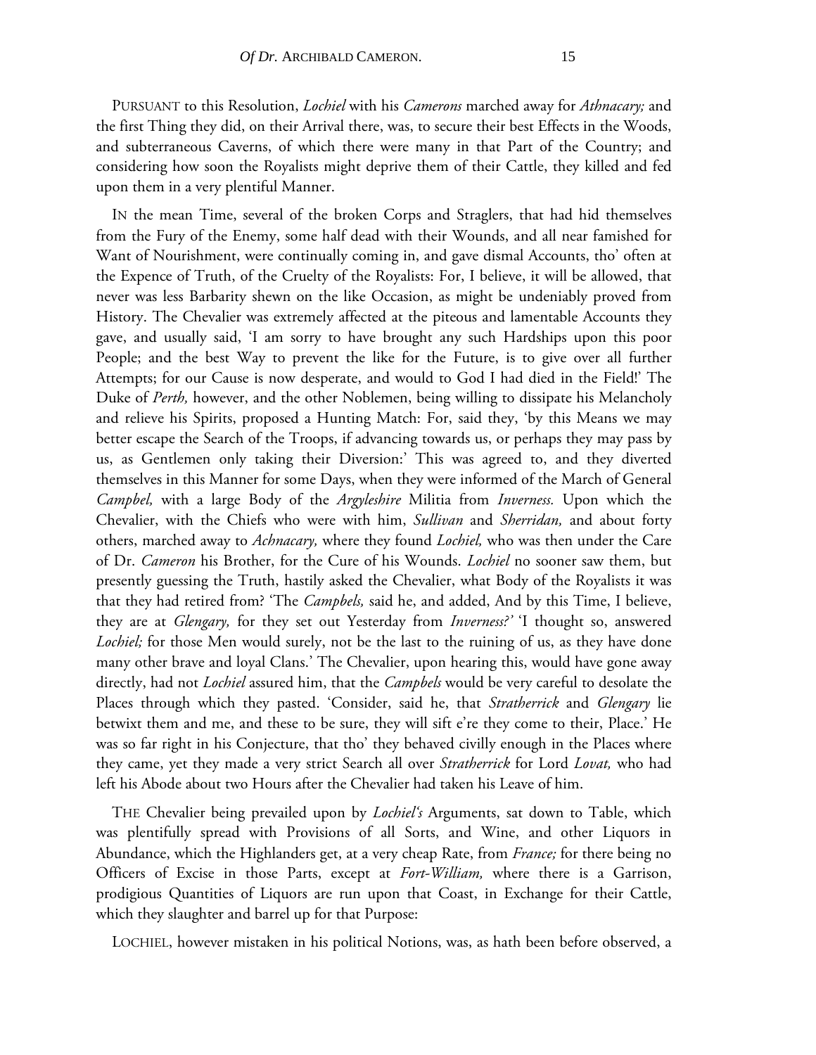PURSUANT to this Resolution, *Lochiel* with his *Camerons* marched away for *Athnacary;* and the first Thing they did, on their Arrival there, was, to secure their best Effects in the Woods, and subterraneous Caverns, of which there were many in that Part of the Country; and considering how soon the Royalists might deprive them of their Cattle, they killed and fed upon them in a very plentiful Manner.

IN the mean Time, several of the broken Corps and Straglers, that had hid themselves from the Fury of the Enemy, some half dead with their Wounds, and all near famished for Want of Nourishment, were continually coming in, and gave dismal Accounts, tho' often at the Expence of Truth, of the Cruelty of the Royalists: For, I believe, it will be allowed, that never was less Barbarity shewn on the like Occasion, as might be undeniably proved from History. The Chevalier was extremely affected at the piteous and lamentable Accounts they gave, and usually said, 'I am sorry to have brought any such Hardships upon this poor People; and the best Way to prevent the like for the Future, is to give over all further Attempts; for our Cause is now desperate, and would to God I had died in the Field!' The Duke of *Perth,* however, and the other Noblemen, being willing to dissipate his Melancholy and relieve his Spirits, proposed a Hunting Match: For, said they, 'by this Means we may better escape the Search of the Troops, if advancing towards us, or perhaps they may pass by us, as Gentlemen only taking their Diversion:' This was agreed to, and they diverted themselves in this Manner for some Days, when they were informed of the March of General *Campbel,* with a large Body of the *Argyleshire* Militia from *Inverness.* Upon which the Chevalier, with the Chiefs who were with him, *Sullivan* and *Sherridan,* and about forty others, marched away to *Achnacary,* where they found *Lochiel,* who was then under the Care of Dr. *Cameron* his Brother, for the Cure of his Wounds. *Lochiel* no sooner saw them, but presently guessing the Truth, hastily asked the Chevalier, what Body of the Royalists it was that they had retired from? 'The *Campbels,* said he, and added, And by this Time, I believe, they are at *Glengary,* for they set out Yesterday from *Inverness?'* 'I thought so, answered *Lochiel;* for those Men would surely, not be the last to the ruining of us, as they have done many other brave and loyal Clans.' The Chevalier, upon hearing this, would have gone away directly, had not *Lochiel* assured him, that the *Campbels* would be very careful to desolate the Places through which they pasted. 'Consider, said he, that *Stratherrick* and *Glengary* lie betwixt them and me, and these to be sure, they will sift e're they come to their, Place.' He was so far right in his Conjecture, that tho' they behaved civilly enough in the Places where they came, yet they made a very strict Search all over *Stratherrick* for Lord *Lovat,* who had left his Abode about two Hours after the Chevalier had taken his Leave of him.

THE Chevalier being prevailed upon by *Lochiel's* Arguments, sat down to Table, which was plentifully spread with Provisions of all Sorts, and Wine, and other Liquors in Abundance, which the Highlanders get, at a very cheap Rate, from *France;* for there being no Officers of Excise in those Parts, except at *Fort-William,* where there is a Garrison, prodigious Quantities of Liquors are run upon that Coast, in Exchange for their Cattle, which they slaughter and barrel up for that Purpose:

LOCHIEL, however mistaken in his political Notions, was, as hath been before observed, a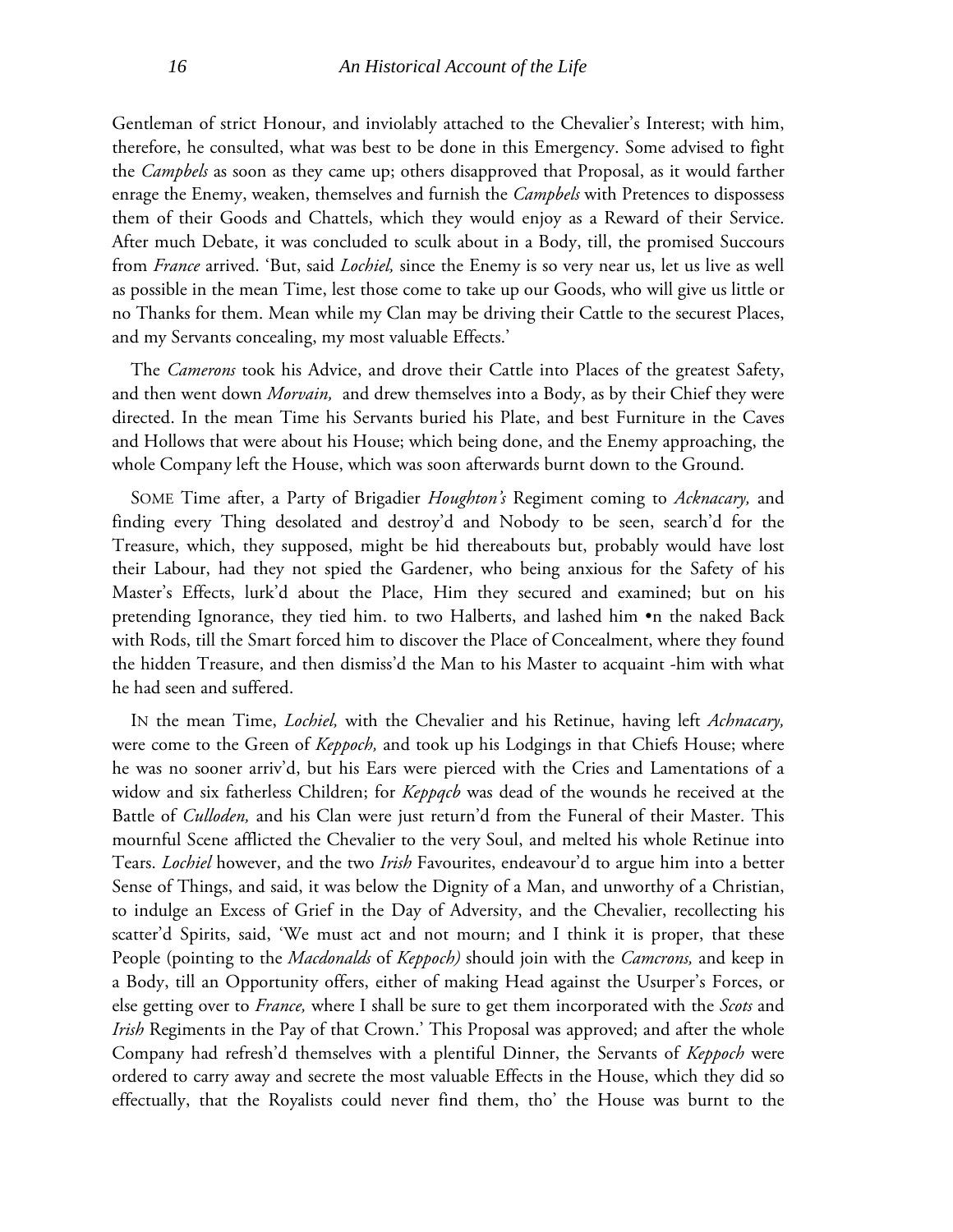Gentleman of strict Honour, and inviolably attached to the Chevalier's Interest; with him, therefore, he consulted, what was best to be done in this Emergency. Some advised to fight the *Campbels* as soon as they came up; others disapproved that Proposal, as it would farther enrage the Enemy, weaken, themselves and furnish the *Campbels* with Pretences to dispossess them of their Goods and Chattels, which they would enjoy as a Reward of their Service. After much Debate, it was concluded to sculk about in a Body, till, the promised Succours from *France* arrived. 'But, said *Lochiel,* since the Enemy is so very near us, let us live as well as possible in the mean Time, lest those come to take up our Goods, who will give us little or no Thanks for them. Mean while my Clan may be driving their Cattle to the securest Places, and my Servants concealing, my most valuable Effects.'

The *Camerons* took his Advice, and drove their Cattle into Places of the greatest Safety, and then went down *Morvain,* and drew themselves into a Body, as by their Chief they were directed. In the mean Time his Servants buried his Plate, and best Furniture in the Caves and Hollows that were about his House; which being done, and the Enemy approaching, the whole Company left the House, which was soon afterwards burnt down to the Ground.

SOME Time after, a Party of Brigadier *Houghton's* Regiment coming to *Acknacary,* and finding every Thing desolated and destroy'd and Nobody to be seen, search'd for the Treasure, which, they supposed, might be hid thereabouts but, probably would have lost their Labour, had they not spied the Gardener, who being anxious for the Safety of his Master's Effects, lurk'd about the Place, Him they secured and examined; but on his pretending Ignorance, they tied him. to two Halberts, and lashed him •n the naked Back with Rods, till the Smart forced him to discover the Place of Concealment, where they found the hidden Treasure, and then dismiss'd the Man to his Master to acquaint -him with what he had seen and suffered.

IN the mean Time, *Lochiel,* with the Chevalier and his Retinue, having left *Achnacary,* were come to the Green of *Keppoch,* and took up his Lodgings in that Chiefs House; where he was no sooner arriv'd, but his Ears were pierced with the Cries and Lamentations of a widow and six fatherless Children; for *Keppqcb* was dead of the wounds he received at the Battle of *Culloden,* and his Clan were just return'd from the Funeral of their Master. This mournful Scene afflicted the Chevalier to the very Soul, and melted his whole Retinue into Tears. *Lochiel* however, and the two *Irish* Favourites, endeavour'd to argue him into a better Sense of Things, and said, it was below the Dignity of a Man, and unworthy of a Christian, to indulge an Excess of Grief in the Day of Adversity, and the Chevalier, recollecting his scatter'd Spirits, said, 'We must act and not mourn; and I think it is proper, that these People (pointing to the *Macdonalds* of *Keppoch)* should join with the *Camcrons,* and keep in a Body, till an Opportunity offers, either of making Head against the Usurper's Forces, or else getting over to *France,* where I shall be sure to get them incorporated with the *Scots* and *Irish* Regiments in the Pay of that Crown.' This Proposal was approved; and after the whole Company had refresh'd themselves with a plentiful Dinner, the Servants of *Keppoch* were ordered to carry away and secrete the most valuable Effects in the House, which they did so effectually, that the Royalists could never find them, tho' the House was burnt to the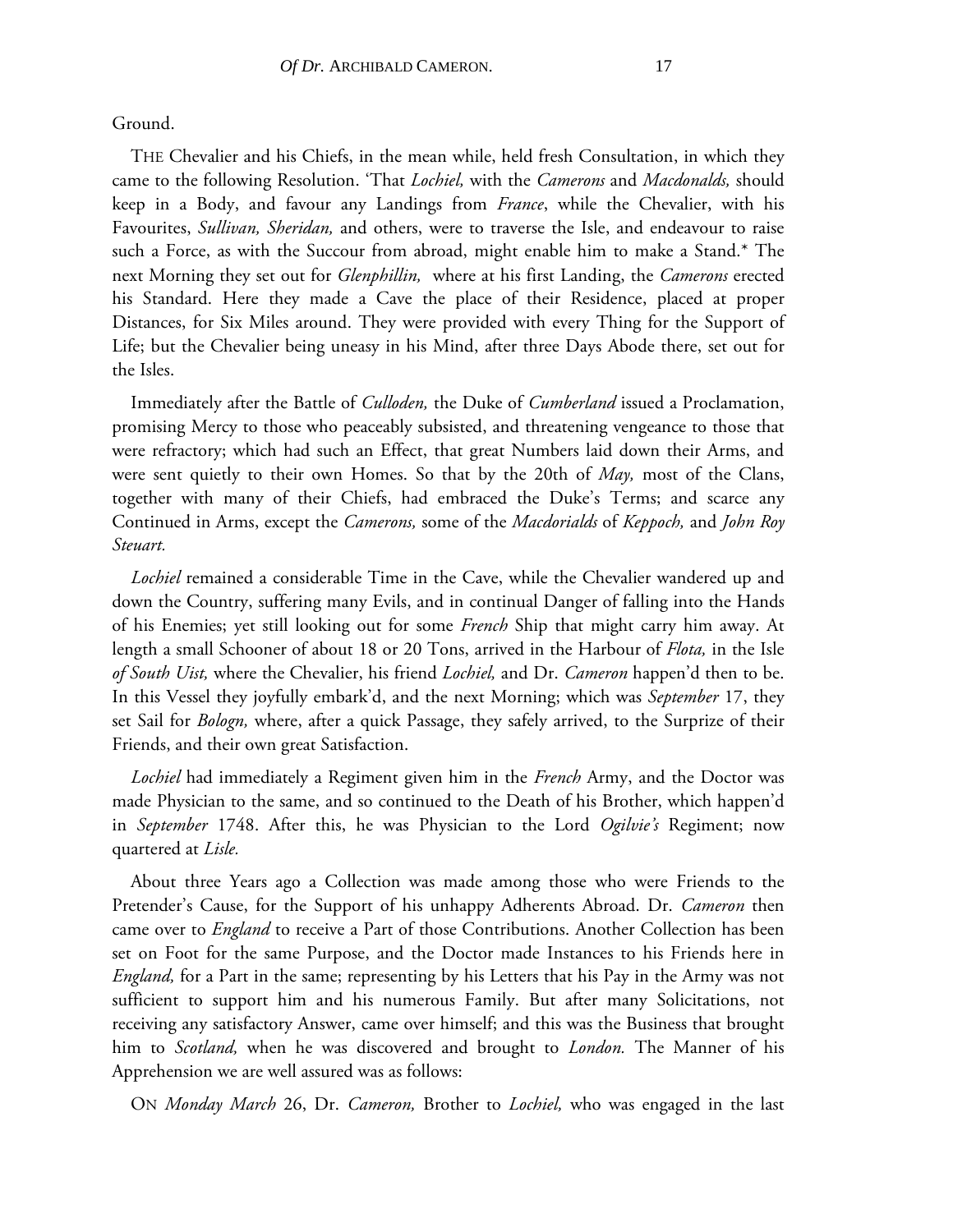Ground.

THE Chevalier and his Chiefs, in the mean while, held fresh Consultation, in which they came to the following Resolution. 'That *Lochiel,* with the *Camerons* and *Macdonalds,* should keep in a Body, and favour any Landings from *France*, while the Chevalier, with his Favourites, *Sullivan, Sheridan,* and others, were to traverse the Isle, and endeavour to raise such a Force, as with the Succour from abroad, might enable him to make a Stand.* The next Morning they set out for *Glenphillin,* where at his first Landing, the *Camerons* erected his Standard. Here they made a Cave the place of their Residence, placed at proper Distances, for Six Miles around. They were provided with every Thing for the Support of Life; but the Chevalier being uneasy in his Mind, after three Days Abode there, set out for the Isles.

Immediately after the Battle of *Culloden,* the Duke of *Cumberland* issued a Proclamation, promising Mercy to those who peaceably subsisted, and threatening vengeance to those that were refractory; which had such an Effect, that great Numbers laid down their Arms, and were sent quietly to their own Homes. So that by the 20th of *May,* most of the Clans, together with many of their Chiefs, had embraced the Duke's Terms; and scarce any Continued in Arms, except the *Camerons,* some of the *Macdorialds* of *Keppoch,* and *John Roy Steuart.*

*Lochiel* remained a considerable Time in the Cave, while the Chevalier wandered up and down the Country, suffering many Evils, and in continual Danger of falling into the Hands of his Enemies; yet still looking out for some *French* Ship that might carry him away. At length a small Schooner of about 18 or 20 Tons, arrived in the Harbour of *Flota,* in the Isle *of South Uist,* where the Chevalier, his friend *Lochiel,* and Dr. *Cameron* happen'd then to be. In this Vessel they joyfully embark'd, and the next Morning; which was *September* 17, they set Sail for *Bologn,* where, after a quick Passage, they safely arrived, to the Surprize of their Friends, and their own great Satisfaction.

*Lochiel* had immediately a Regiment given him in the *French* Army, and the Doctor was made Physician to the same, and so continued to the Death of his Brother, which happen'd in *September* 1748. After this, he was Physician to the Lord *Ogilvie's* Regiment; now quartered at *Lisle.*

About three Years ago a Collection was made among those who were Friends to the Pretender's Cause, for the Support of his unhappy Adherents Abroad. Dr. *Cameron* then came over to *England* to receive a Part of those Contributions. Another Collection has been set on Foot for the same Purpose, and the Doctor made Instances to his Friends here in *England,* for a Part in the same; representing by his Letters that his Pay in the Army was not sufficient to support him and his numerous Family. But after many Solicitations, not receiving any satisfactory Answer, came over himself; and this was the Business that brought him to *Scotland,* when he was discovered and brought to *London.* The Manner of his Apprehension we are well assured was as follows:

ON *Monday March* 26, Dr. *Cameron,* Brother to *Lochiel,* who was engaged in the last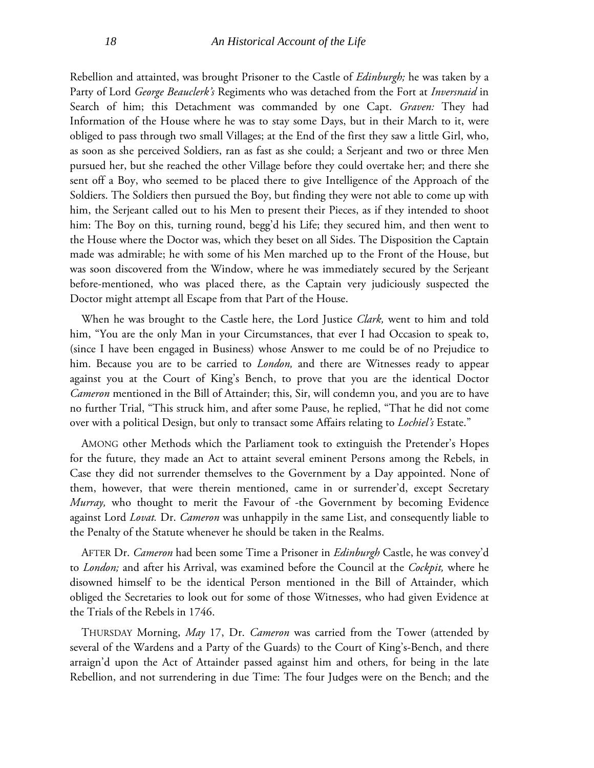Rebellion and attainted, was brought Prisoner to the Castle of *Edinburgh;* he was taken by a Party of Lord *George Beauclerk's* Regiments who was detached from the Fort at *Inversnaid* in Search of him; this Detachment was commanded by one Capt. *Graven:* They had Information of the House where he was to stay some Days, but in their March to it, were obliged to pass through two small Villages; at the End of the first they saw a little Girl, who, as soon as she perceived Soldiers, ran as fast as she could; a Serjeant and two or three Men pursued her, but she reached the other Village before they could overtake her; and there she sent off a Boy, who seemed to be placed there to give Intelligence of the Approach of the Soldiers. The Soldiers then pursued the Boy, but finding they were not able to come up with him, the Serjeant called out to his Men to present their Pieces, as if they intended to shoot him: The Boy on this, turning round, begg'd his Life; they secured him, and then went to the House where the Doctor was, which they beset on all Sides. The Disposition the Captain made was admirable; he with some of his Men marched up to the Front of the House, but was soon discovered from the Window, where he was immediately secured by the Serjeant before-mentioned, who was placed there, as the Captain very judiciously suspected the Doctor might attempt all Escape from that Part of the House.

When he was brought to the Castle here, the Lord Justice *Clark,* went to him and told him, "You are the only Man in your Circumstances, that ever I had Occasion to speak to, (since I have been engaged in Business) whose Answer to me could be of no Prejudice to him. Because you are to be carried to *London,* and there are Witnesses ready to appear against you at the Court of King's Bench, to prove that you are the identical Doctor *Cameron* mentioned in the Bill of Attainder; this, Sir, will condemn you, and you are to have no further Trial, "This struck him, and after some Pause, he replied, "That he did not come over with a political Design, but only to transact some Affairs relating to *Lochiel's* Estate."

AMONG other Methods which the Parliament took to extinguish the Pretender's Hopes for the future, they made an Act to attaint several eminent Persons among the Rebels, in Case they did not surrender themselves to the Government by a Day appointed. None of them, however, that were therein mentioned, came in or surrender'd, except Secretary *Murray,* who thought to merit the Favour of -the Government by becoming Evidence against Lord *Lovat.* Dr. *Cameron* was unhappily in the same List, and consequently liable to the Penalty of the Statute whenever he should be taken in the Realms.

AFTER Dr. *Cameron* had been some Time a Prisoner in *Edinburgh* Castle, he was convey'd to *London;* and after his Arrival, was examined before the Council at the *Cockpit,* where he disowned himself to be the identical Person mentioned in the Bill of Attainder, which obliged the Secretaries to look out for some of those Witnesses, who had given Evidence at the Trials of the Rebels in 1746.

THURSDAY Morning, *May* 17, Dr. *Cameron* was carried from the Tower (attended by several of the Wardens and a Party of the Guards) to the Court of King's-Bench, and there arraign'd upon the Act of Attainder passed against him and others, for being in the late Rebellion, and not surrendering in due Time: The four Judges were on the Bench; and the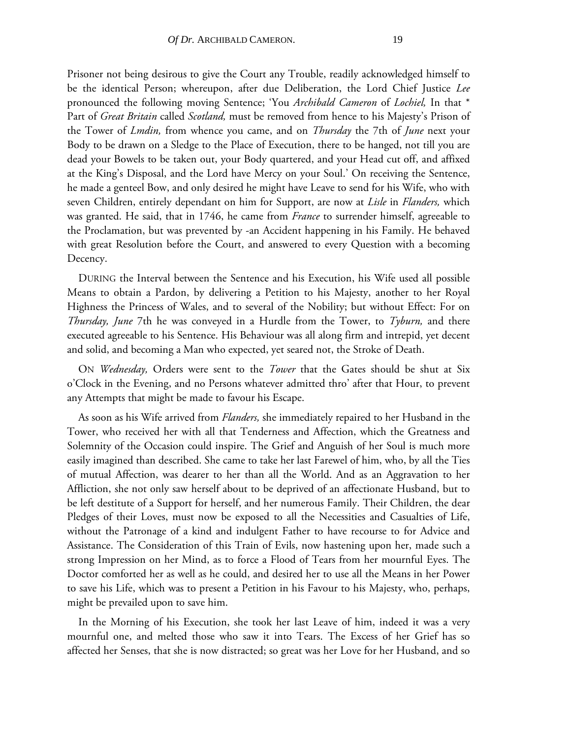Prisoner not being desirous to give the Court any Trouble, readily acknowledged himself to be the identical Person; whereupon, after due Deliberation, the Lord Chief Justice *Lee* pronounced the following moving Sentence; 'You *Archibald Cameron* of *Lochiel,* In that * Part of *Great Britain* called *Scotland,* must be removed from hence to his Majesty's Prison of the Tower of *Lmdin,* from whence you came, and on *Thursday* the 7th of *June* next your Body to be drawn on a Sledge to the Place of Execution, there to be hanged, not till you are dead your Bowels to be taken out, your Body quartered, and your Head cut off, and affixed at the King's Disposal, and the Lord have Mercy on your Soul.' On receiving the Sentence, he made a genteel Bow, and only desired he might have Leave to send for his Wife, who with seven Children, entirely dependant on him for Support, are now at *Lisle* in *Flanders,* which was granted. He said, that in 1746, he came from *France* to surrender himself, agreeable to the Proclamation, but was prevented by -an Accident happening in his Family. He behaved with great Resolution before the Court, and answered to every Question with a becoming Decency.

DURING the Interval between the Sentence and his Execution, his Wife used all possible Means to obtain a Pardon, by delivering a Petition to his Majesty, another to her Royal Highness the Princess of Wales, and to several of the Nobility; but without Effect: For on *Thursday, June* 7th he was conveyed in a Hurdle from the Tower, to *Tyburn,* and there executed agreeable to his Sentence. His Behaviour was all along firm and intrepid, yet decent and solid, and becoming a Man who expected, yet seared not, the Stroke of Death.

ON *Wednesday,* Orders were sent to the *Tower* that the Gates should be shut at Six o'Clock in the Evening, and no Persons whatever admitted thro' after that Hour, to prevent any Attempts that might be made to favour his Escape.

As soon as his Wife arrived from *Flanders,* she immediately repaired to her Husband in the Tower, who received her with all that Tenderness and Affection, which the Greatness and Solemnity of the Occasion could inspire. The Grief and Anguish of her Soul is much more easily imagined than described. She came to take her last Farewel of him, who, by all the Ties of mutual Affection, was dearer to her than all the World. And as an Aggravation to her Affliction, she not only saw herself about to be deprived of an affectionate Husband, but to be left destitute of a Support for herself, and her numerous Family. Their Children, the dear Pledges of their Loves, must now be exposed to all the Necessities and Casualties of Life, without the Patronage of a kind and indulgent Father to have recourse to for Advice and Assistance. The Consideration of this Train of Evils, now hastening upon her, made such a strong Impression on her Mind, as to force a Flood of Tears from her mournful Eyes. The Doctor comforted her as well as he could, and desired her to use all the Means in her Power to save his Life, which was to present a Petition in his Favour to his Majesty, who, perhaps, might be prevailed upon to save him.

In the Morning of his Execution, she took her last Leave of him, indeed it was a very mournful one, and melted those who saw it into Tears. The Excess of her Grief has so affected her Senses, that she is now distracted; so great was her Love for her Husband, and so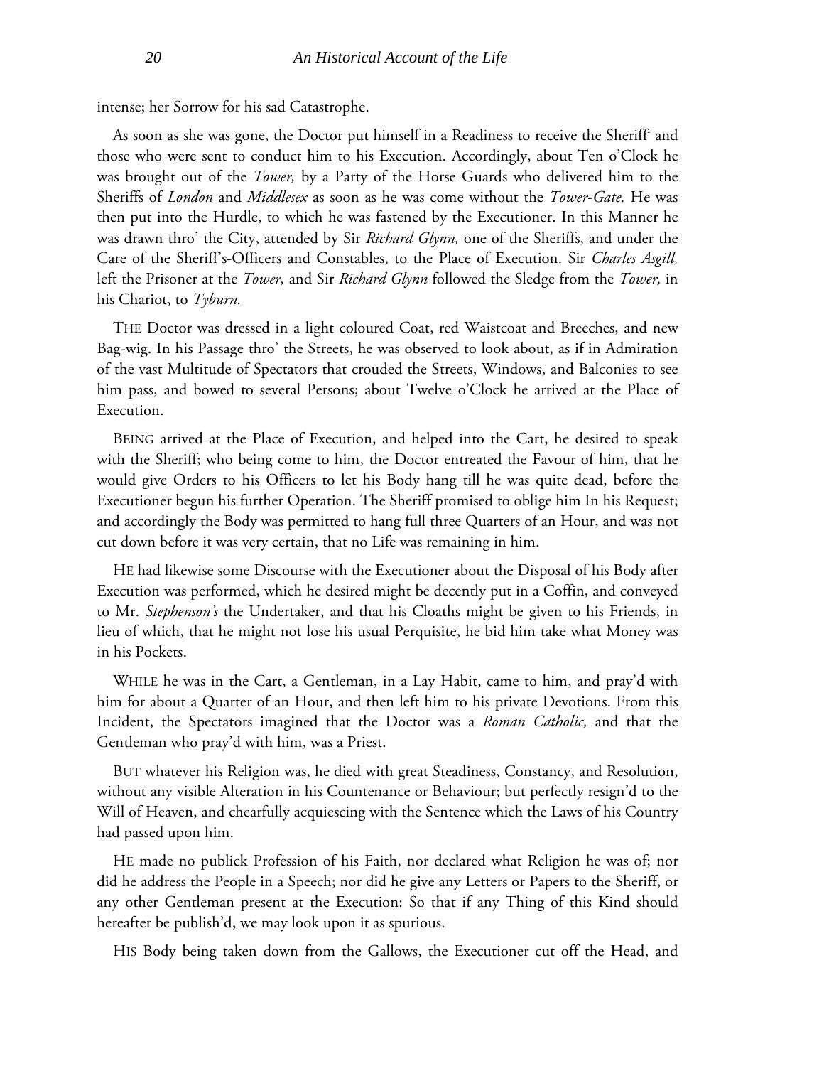intense; her Sorrow for his sad Catastrophe.

As soon as she was gone, the Doctor put himself in a Readiness to receive the Sheriff and those who were sent to conduct him to his Execution. Accordingly, about Ten o'Clock he was brought out of the *Tower,* by a Party of the Horse Guards who delivered him to the Sheriffs of *London* and *Middlesex* as soon as he was come without the *Tower-Gate.* He was then put into the Hurdle, to which he was fastened by the Executioner. In this Manner he was drawn thro' the City, attended by Sir *Richard Glynn,* one of the Sheriffs, and under the Care of the Sheriff's-Officers and Constables, to the Place of Execution. Sir *Charles Asgill,* left the Prisoner at the *Tower,* and Sir *Richard Glynn* followed the Sledge from the *Tower,* in his Chariot, to *Tyburn.*

THE Doctor was dressed in a light coloured Coat, red Waistcoat and Breeches, and new Bag-wig. In his Passage thro' the Streets, he was observed to look about, as if in Admiration of the vast Multitude of Spectators that crouded the Streets, Windows, and Balconies to see him pass, and bowed to several Persons; about Twelve o'Clock he arrived at the Place of Execution.

BEING arrived at the Place of Execution, and helped into the Cart, he desired to speak with the Sheriff; who being come to him, the Doctor entreated the Favour of him, that he would give Orders to his Officers to let his Body hang till he was quite dead, before the Executioner begun his further Operation. The Sheriff promised to oblige him In his Request; and accordingly the Body was permitted to hang full three Quarters of an Hour, and was not cut down before it was very certain, that no Life was remaining in him.

HE had likewise some Discourse with the Executioner about the Disposal of his Body after Execution was performed, which he desired might be decently put in a Coffin, and conveyed to Mr. *Stephenson's* the Undertaker, and that his Cloaths might be given to his Friends, in lieu of which, that he might not lose his usual Perquisite, he bid him take what Money was in his Pockets.

WHILE he was in the Cart, a Gentleman, in a Lay Habit, came to him, and pray'd with him for about a Quarter of an Hour, and then left him to his private Devotions. From this Incident, the Spectators imagined that the Doctor was a *Roman Catholic,* and that the Gentleman who pray'd with him, was a Priest.

BUT whatever his Religion was, he died with great Steadiness, Constancy, and Resolution, without any visible Alteration in his Countenance or Behaviour; but perfectly resign'd to the Will of Heaven, and chearfully acquiescing with the Sentence which the Laws of his Country had passed upon him.

HE made no publick Profession of his Faith, nor declared what Religion he was of; nor did he address the People in a Speech; nor did he give any Letters or Papers to the Sheriff, or any other Gentleman present at the Execution: So that if any Thing of this Kind should hereafter be publish'd, we may look upon it as spurious.

HIS Body being taken down from the Gallows, the Executioner cut off the Head, and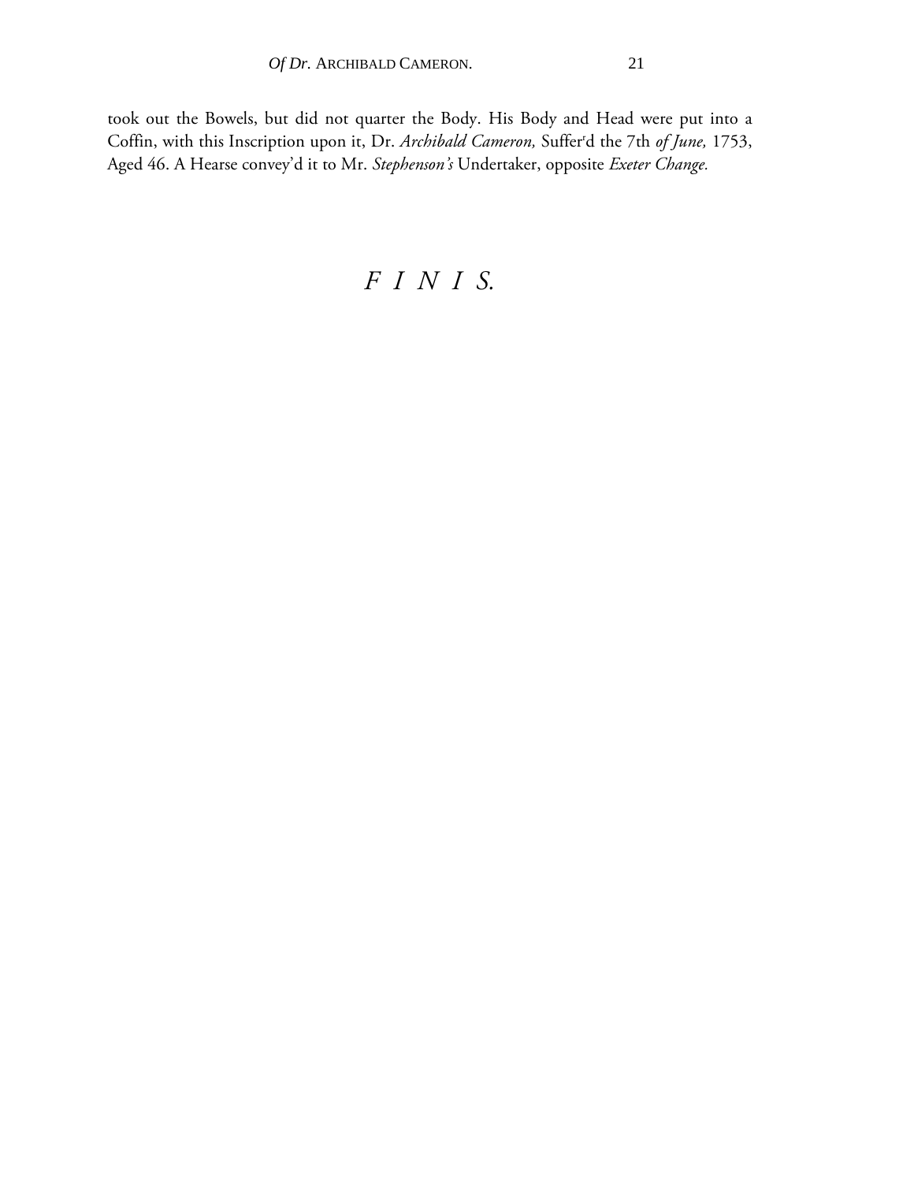took out the Bowels, but did not quarter the Body. His Body and Head were put into a Coffin, with this Inscription upon it, Dr. *Archibald Cameron,* Suffer'd the 7th *of June,* 1753, Aged 46. A Hearse convey'd it to Mr. *Stephenson's* Undertaker, opposite *Exeter Change.*

*F I N I S.*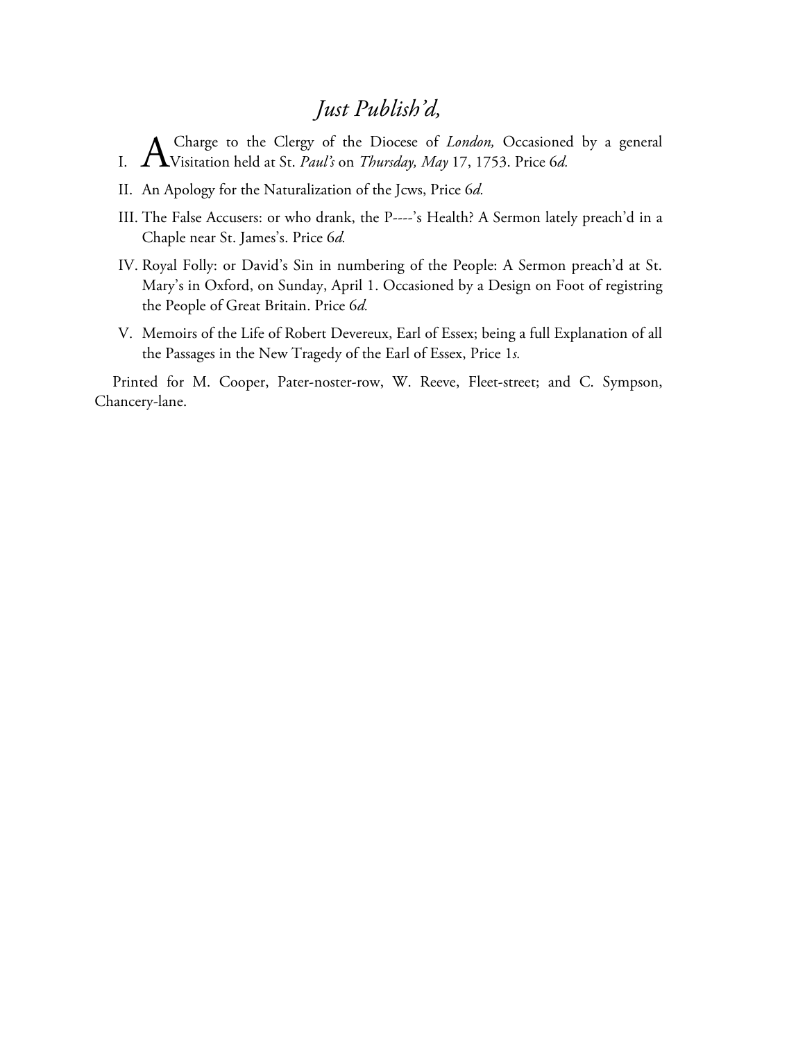## *Just Publish'd,*

I. A Charge to the Clergy of the Diocese of *London,* Occasioned by a general Visitation held at St. *Paul's* on *Thursday, May* 17, 1753. Price 6*d.*

II. An Apology for the Naturalization of the Jcws, Price 6*d.*

III. The False Accusers: or who drank, the P----'s Health? A Sermon lately preach'd in a Chaple near St. James's. Price 6*d.*

IV. Royal Folly: or David's Sin in numbering of the People: A Sermon preach'd at St. Mary's in Oxford, on Sunday, April 1. Occasioned by a Design on Foot of registring the People of Great Britain. Price 6*d.*

V. Memoirs of the Life of Robert Devereux, Earl of Essex; being a full Explanation of all the Passages in the New Tragedy of the Earl of Essex, Price 1*s.*

Printed for M. Cooper, Pater-noster-row, W. Reeve, Fleet-street; and C. Sympson, Chancery-lane.